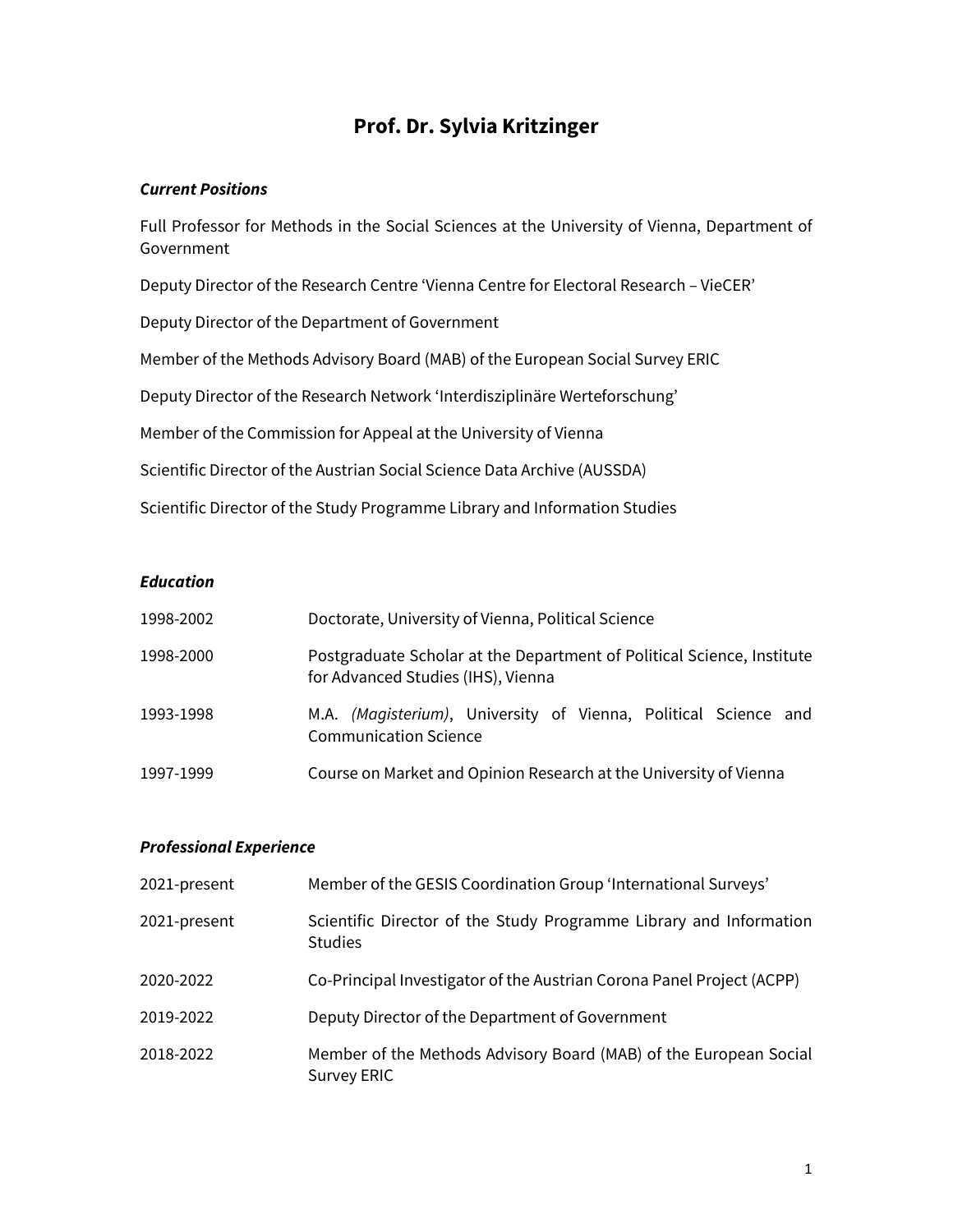# Prof. Dr. Sylvia Kritzinger

### *Current Positions*

Full Professor for Methods in the Social Sciences at the University of Vienna, Department of Government

Deputy Director of the Research Centre 'Vienna Centre for Electoral Research – VieCER'

Deputy Director of the Department of Government

Member of the Methods Advisory Board (MAB) of the European Social Survey ERIC

Deputy Director of the Research Network 'Interdisziplinäre Werteforschung'

Member of the Commission for Appeal at the University of Vienna

Scientific Director of the Austrian Social Science Data Archive (AUSSDA)

Scientific Director of the Study Programme Library and Information Studies

### *Education*

| | |
|---|---|
| 1998-2002 | Doctorate, University of Vienna, Political Science |
| 1998-2000 | Postgraduate Scholar at the Department of Political Science, Institute for Advanced Studies (IHS), Vienna |
| 1993-1998 | M.A. *(Magisterium)*, University of Vienna, Political Science and Communication Science |
| 1997-1999 | Course on Market and Opinion Research at the University of Vienna |

### *Professional Experience*

| | |
|---|---|
| 2021-present | Member of the GESIS Coordination Group 'International Surveys' |
| 2021-present | Scientific Director of the Study Programme Library and Information Studies |
| 2020-2022 | Co-Principal Investigator of the Austrian Corona Panel Project (ACPP) |
| 2019-2022 | Deputy Director of the Department of Government |
| 2018-2022 | Member of the Methods Advisory Board (MAB) of the European Social Survey ERIC |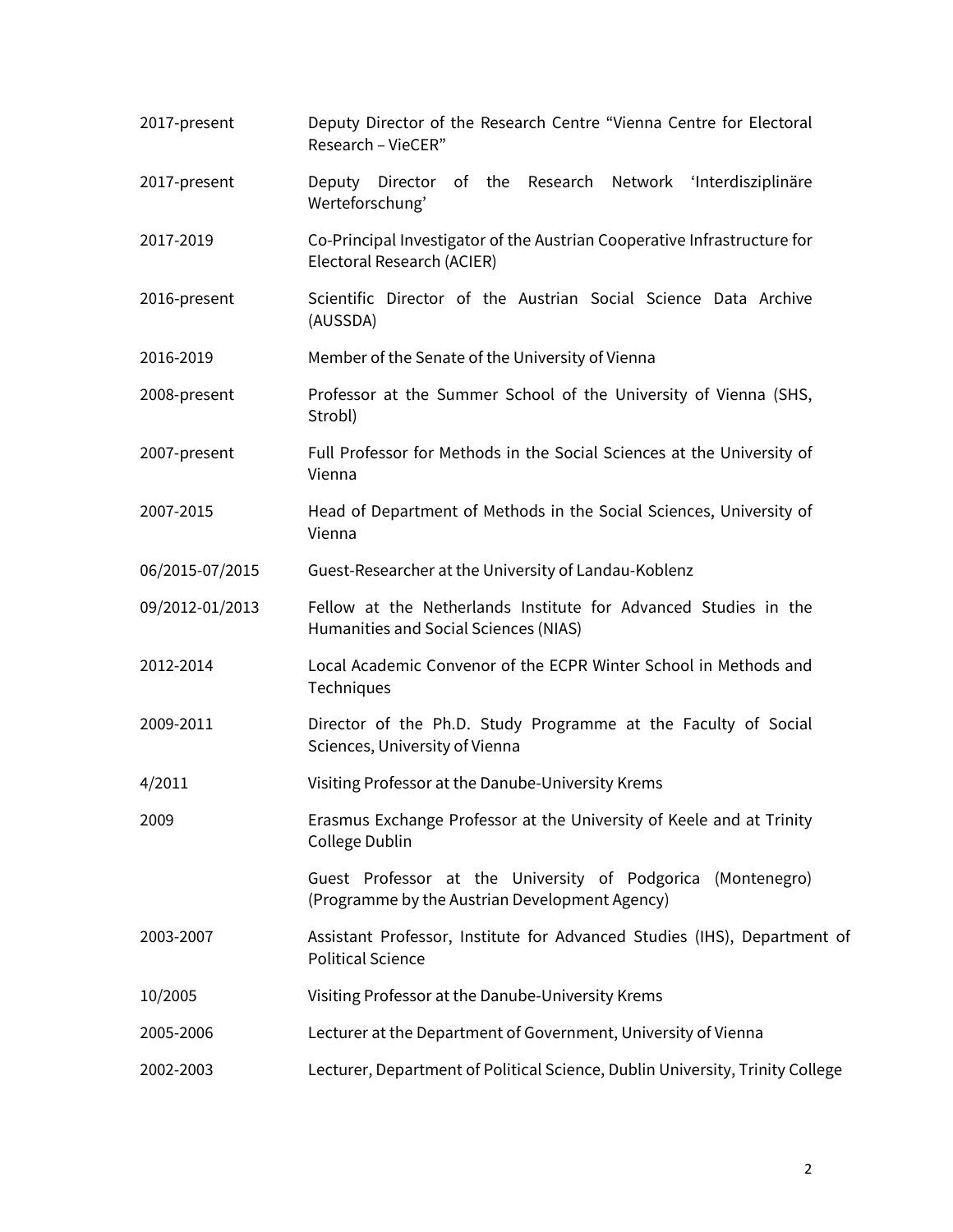| | |
|---|---|
| 2017-present | Deputy Director of the Research Centre "Vienna Centre for Electoral Research – VieCER" |
| 2017-present | Deputy Director of the Research Network 'Interdisziplinäre Werteforschung' |
| 2017-2019 | Co-Principal Investigator of the Austrian Cooperative Infrastructure for Electoral Research (ACIER) |
| 2016-present | Scientific Director of the Austrian Social Science Data Archive (AUSSDA) |
| 2016-2019 | Member of the Senate of the University of Vienna |
| 2008-present | Professor at the Summer School of the University of Vienna (SHS, Strobl) |
| 2007-present | Full Professor for Methods in the Social Sciences at the University of Vienna |
| 2007-2015 | Head of Department of Methods in the Social Sciences, University of Vienna |
| 06/2015-07/2015 | Guest-Researcher at the University of Landau-Koblenz |
| 09/2012-01/2013 | Fellow at the Netherlands Institute for Advanced Studies in the Humanities and Social Sciences (NIAS) |
| 2012-2014 | Local Academic Convenor of the ECPR Winter School in Methods and Techniques |
| 2009-2011 | Director of the Ph.D. Study Programme at the Faculty of Social Sciences, University of Vienna |
| 4/2011 | Visiting Professor at the Danube-University Krems |
| 2009 | Erasmus Exchange Professor at the University of Keele and at Trinity College Dublin |
| | Guest Professor at the University of Podgorica (Montenegro) (Programme by the Austrian Development Agency) |
| 2003-2007 | Assistant Professor, Institute for Advanced Studies (IHS), Department of Political Science |
| 10/2005 | Visiting Professor at the Danube-University Krems |
| 2005-2006 | Lecturer at the Department of Government, University of Vienna |
| 2002-2003 | Lecturer, Department of Political Science, Dublin University, Trinity College |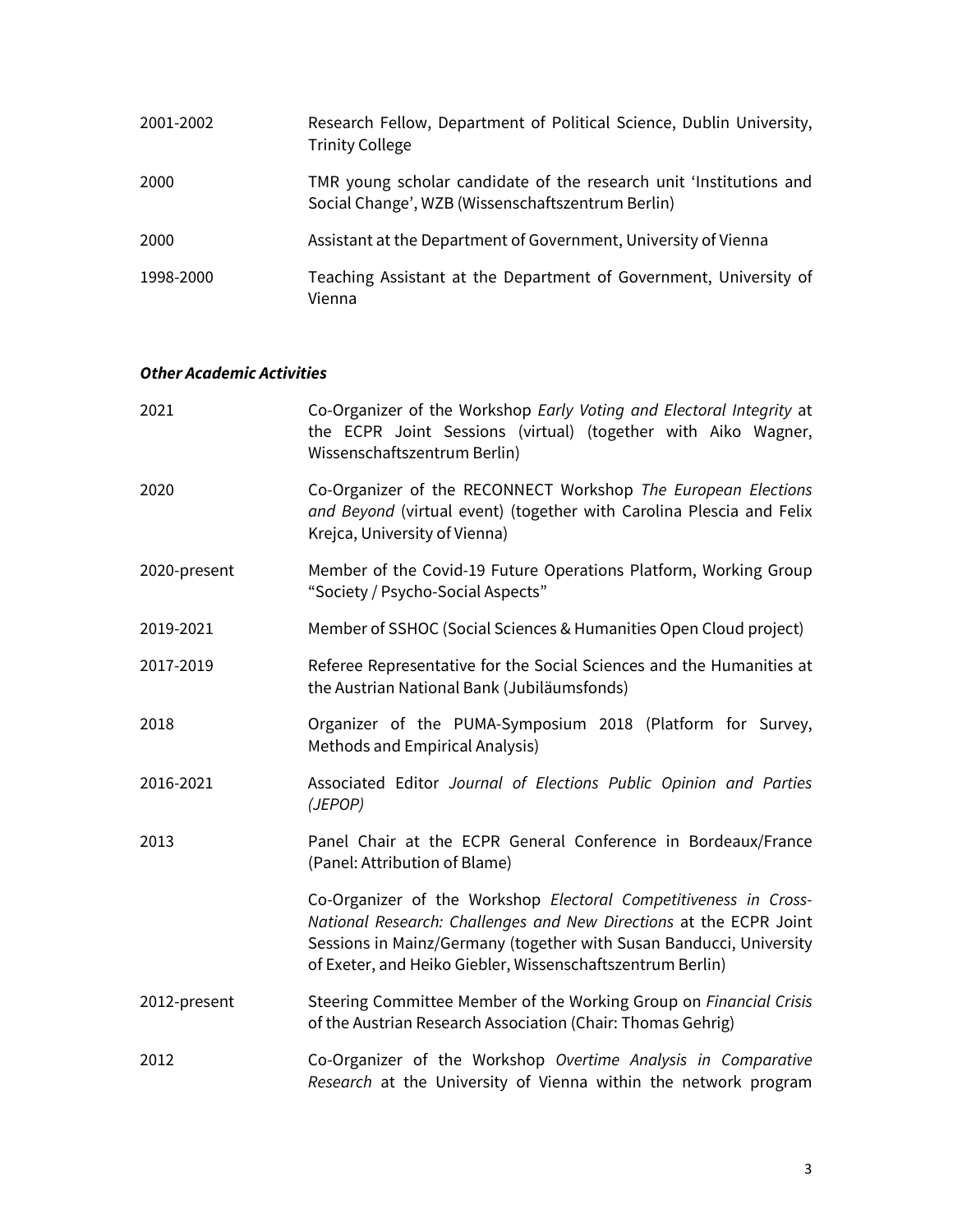| | |
|---|---|
| 2001-2002 | Research Fellow, Department of Political Science, Dublin University, Trinity College |
| 2000 | TMR young scholar candidate of the research unit 'Institutions and Social Change', WZB (Wissenschaftszentrum Berlin) |
| 2000 | Assistant at the Department of Government, University of Vienna |
| 1998-2000 | Teaching Assistant at the Department of Government, University of Vienna |

### *Other Academic Activities*

| | |
|---|---|
| 2021 | Co-Organizer of the Workshop *Early Voting and Electoral Integrity* at the ECPR Joint Sessions (virtual) (together with Aiko Wagner, Wissenschaftszentrum Berlin) |
| 2020 | Co-Organizer of the RECONNECT Workshop *The European Elections and Beyond* (virtual event) (together with Carolina Plescia and Felix Krejca, University of Vienna) |
| 2020-present | Member of the Covid-19 Future Operations Platform, Working Group "Society / Psycho-Social Aspects" |
| 2019-2021 | Member of SSHOC (Social Sciences & Humanities Open Cloud project) |
| 2017-2019 | Referee Representative for the Social Sciences and the Humanities at the Austrian National Bank (Jubiläumsfonds) |
| 2018 | Organizer of the PUMA-Symposium 2018 (Platform for Survey, Methods and Empirical Analysis) |
| 2016-2021 | Associated Editor *Journal of Elections Public Opinion and Parties (JEPOP)* |
| 2013 | Panel Chair at the ECPR General Conference in Bordeaux/France (Panel: Attribution of Blame) |
| | Co-Organizer of the Workshop *Electoral Competitiveness in Cross-National Research: Challenges and New Directions* at the ECPR Joint Sessions in Mainz/Germany (together with Susan Banducci, University of Exeter, and Heiko Giebler, Wissenschaftszentrum Berlin) |
| 2012-present | Steering Committee Member of the Working Group on *Financial Crisis* of the Austrian Research Association (Chair: Thomas Gehrig) |
| 2012 | Co-Organizer of the Workshop *Overtime Analysis in Comparative Research* at the University of Vienna within the network program |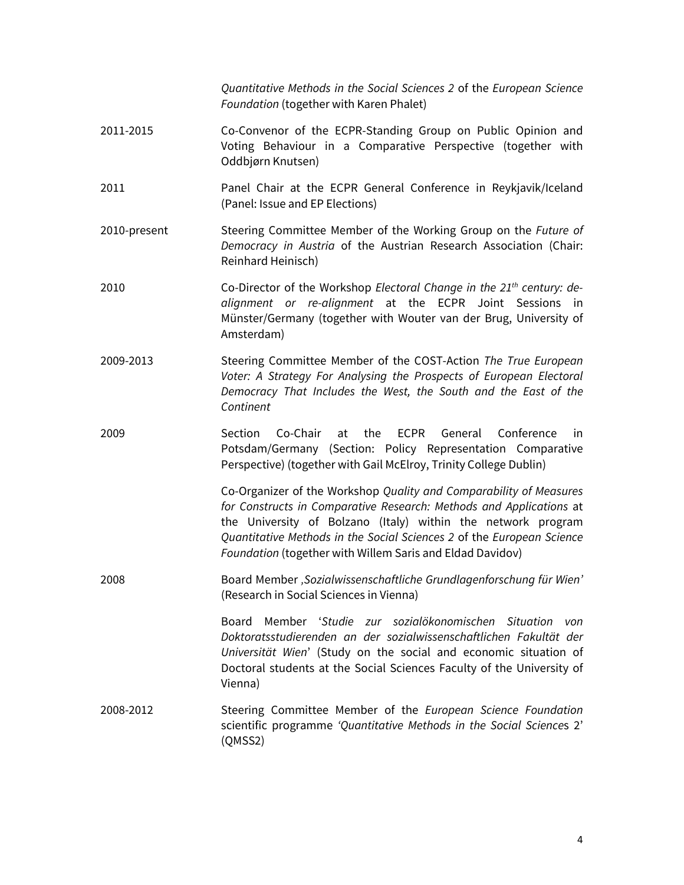| | |
|---|---|
| | *Quantitative Methods in the Social Sciences 2* of the *European Science Foundation* (together with Karen Phalet) |
| 2011-2015 | Co-Convenor of the ECPR-Standing Group on Public Opinion and Voting Behaviour in a Comparative Perspective (together with Oddbjørn Knutsen) |
| 2011 | Panel Chair at the ECPR General Conference in Reykjavik/Iceland (Panel: Issue and EP Elections) |
| 2010-present | Steering Committee Member of the Working Group on the *Future of Democracy in Austria* of the Austrian Research Association (Chair: Reinhard Heinisch) |
| 2010 | Co-Director of the Workshop *Electoral Change in the 21th century: de-alignment or re-alignment* at the ECPR Joint Sessions in Münster/Germany (together with Wouter van der Brug, University of Amsterdam) |
| 2009-2013 | Steering Committee Member of the COST-Action *The True European Voter: A Strategy For Analysing the Prospects of European Electoral Democracy That Includes the West, the South and the East of the Continent* |
| 2009 | Section Co-Chair at the ECPR General Conference in Potsdam/Germany (Section: Policy Representation Comparative Perspective) (together with Gail McElroy, Trinity College Dublin) |
| | Co-Organizer of the Workshop *Quality and Comparability of Measures for Constructs in Comparative Research: Methods and Applications* at the University of Bolzano (Italy) within the network program *Quantitative Methods in the Social Sciences 2* of the *European Science Foundation* (together with Willem Saris and Eldad Davidov) |
| 2008 | Board Member *‚Sozialwissenschaftliche Grundlagenforschung für Wien'* (Research in Social Sciences in Vienna) |
| | Board Member '*Studie zur sozialökonomischen Situation von Doktoratsstudierenden an der sozialwissenschaftlichen Fakultät der Universität Wien*' (Study on the social and economic situation of Doctoral students at the Social Sciences Faculty of the University of Vienna) |
| 2008-2012 | Steering Committee Member of the *European Science Foundation* scientific programme *'Quantitative Methods in the Social Sciences 2'* (QMSS2) |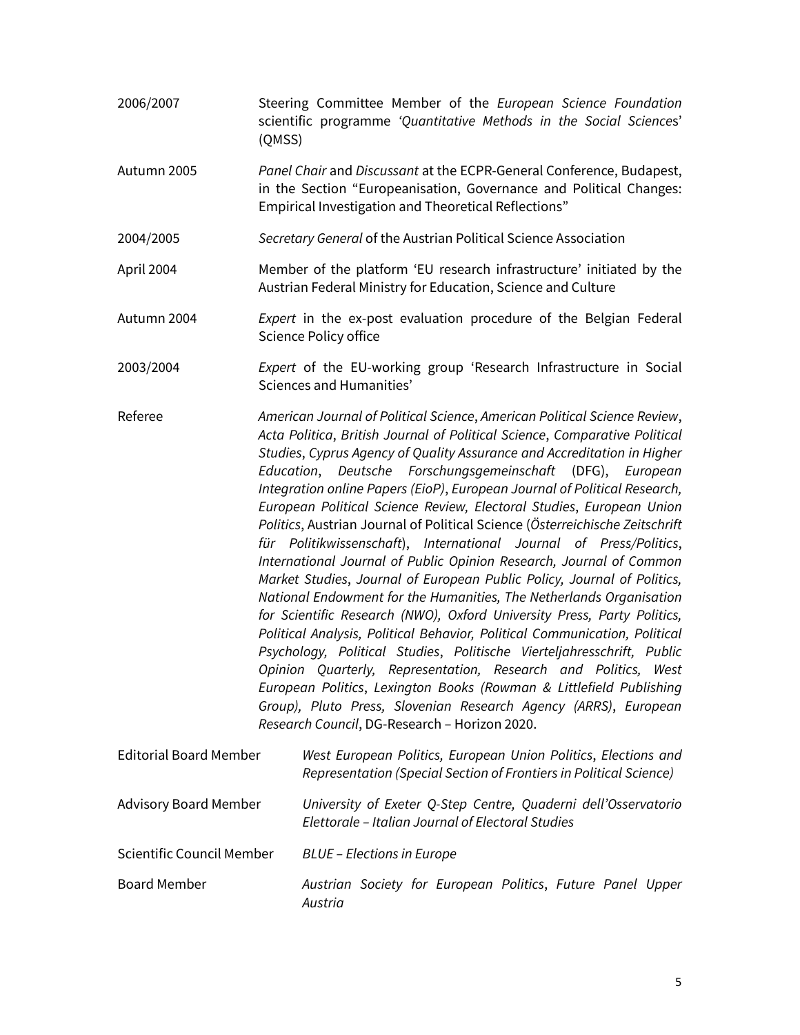| | |
|---|---|
| 2006/2007 | Steering Committee Member of the *European Science Foundation* scientific programme *'Quantitative Methods in the Social Science*s' (QMSS) |
| Autumn 2005 | *Panel Chair* and *Discussant* at the ECPR-General Conference, Budapest, in the Section "Europeanisation, Governance and Political Changes: Empirical Investigation and Theoretical Reflections" |
| 2004/2005 | *Secretary General* of the Austrian Political Science Association |
| April 2004 | Member of the platform 'EU research infrastructure' initiated by the Austrian Federal Ministry for Education, Science and Culture |
| Autumn 2004 | *Expert* in the ex-post evaluation procedure of the Belgian Federal Science Policy office |
| 2003/2004 | *Expert* of the EU-working group 'Research Infrastructure in Social Sciences and Humanities' |
| Referee | *American Journal of Political Science*, *American Political Science Review*, *Acta Politica*, *British Journal of Political Science*, *Comparative Political Studies*, *Cyprus Agency of Quality Assurance and Accreditation in Higher Education*, *Deutsche Forschungsgemeinschaft* (DFG), *European Integration online Papers (EioP)*, *European Journal of Political Research, European Political Science Review, Electoral Studies*, *European Union Politics*, Austrian Journal of Political Science (*Österreichische Zeitschrift für Politikwissenschaft*), *International Journal of Press/Politics*, *International Journal of Public Opinion Research, Journal of Common Market Studies*, *Journal of European Public Policy, Journal of Politics, National Endowment for the Humanities, The Netherlands Organisation for Scientific Research (NWO), Oxford University Press, Party Politics, Political Analysis, Political Behavior, Political Communication, Political Psychology, Political Studies*, *Politische Vierteljahresschrift, Public Opinion Quarterly, Representation, Research and Politics, West European Politics*, *Lexington Books (Rowman & Littlefield Publishing Group), Pluto Press, Slovenian Research Agency (ARRS)*, *European Research Council*, DG-Research – Horizon 2020. |
| Editorial Board Member | *West European Politics, European Union Politics*, *Elections and Representation (Special Section of Frontiers in Political Science)* |
| Advisory Board Member | *University of Exeter Q-Step Centre, Quaderni dell'Osservatorio Elettorale – Italian Journal of Electoral Studies* |
| Scientific Council Member | *BLUE – Elections in Europe* |
| Board Member | *Austrian Society for European Politics*, *Future Panel Upper Austria* |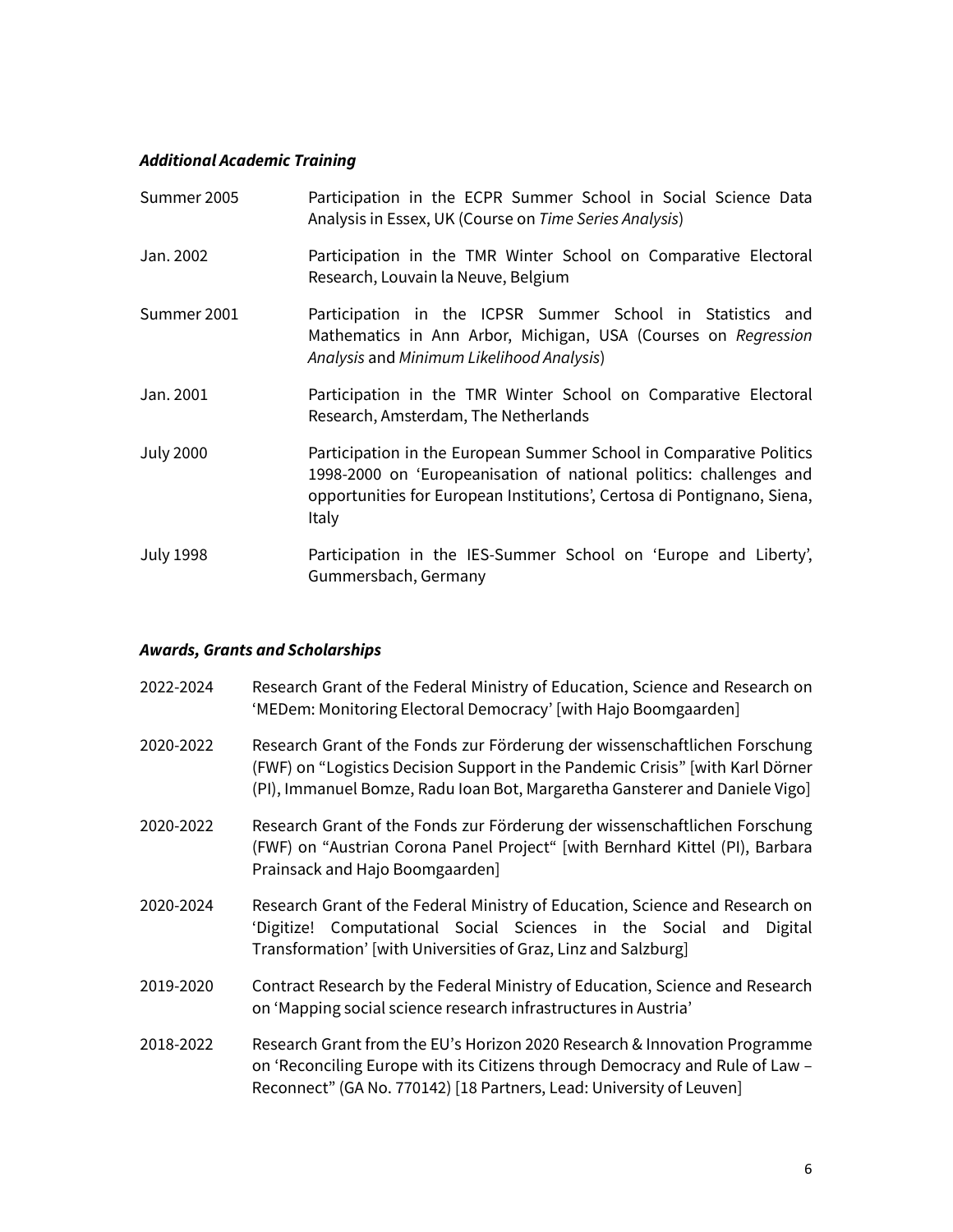### *Additional Academic Training*

Summer 2005 — Participation in the ECPR Summer School in Social Science Data Analysis in Essex, UK (Course on *Time Series Analysis*)

Jan. 2002 — Participation in the TMR Winter School on Comparative Electoral Research, Louvain la Neuve, Belgium

Summer 2001 — Participation in the ICPSR Summer School in Statistics and Mathematics in Ann Arbor, Michigan, USA (Courses on *Regression Analysis* and *Minimum Likelihood Analysis*)

Jan. 2001 — Participation in the TMR Winter School on Comparative Electoral Research, Amsterdam, The Netherlands

July 2000 — Participation in the European Summer School in Comparative Politics 1998-2000 on 'Europeanisation of national politics: challenges and opportunities for European Institutions', Certosa di Pontignano, Siena, Italy

July 1998 — Participation in the IES-Summer School on 'Europe and Liberty', Gummersbach, Germany

### *Awards, Grants and Scholarships*

2022-2024 — Research Grant of the Federal Ministry of Education, Science and Research on 'MEDem: Monitoring Electoral Democracy' [with Hajo Boomgaarden]

2020-2022 — Research Grant of the Fonds zur Förderung der wissenschaftlichen Forschung (FWF) on "Logistics Decision Support in the Pandemic Crisis" [with Karl Dörner (PI), Immanuel Bomze, Radu Ioan Bot, Margaretha Gansterer and Daniele Vigo]

2020-2022 — Research Grant of the Fonds zur Förderung der wissenschaftlichen Forschung (FWF) on "Austrian Corona Panel Project" [with Bernhard Kittel (PI), Barbara Prainsack and Hajo Boomgaarden]

2020-2024 — Research Grant of the Federal Ministry of Education, Science and Research on 'Digitize! Computational Social Sciences in the Social and Digital Transformation' [with Universities of Graz, Linz and Salzburg]

2019-2020 — Contract Research by the Federal Ministry of Education, Science and Research on 'Mapping social science research infrastructures in Austria'

2018-2022 — Research Grant from the EU's Horizon 2020 Research & Innovation Programme on 'Reconciling Europe with its Citizens through Democracy and Rule of Law – Reconnect" (GA No. 770142) [18 Partners, Lead: University of Leuven]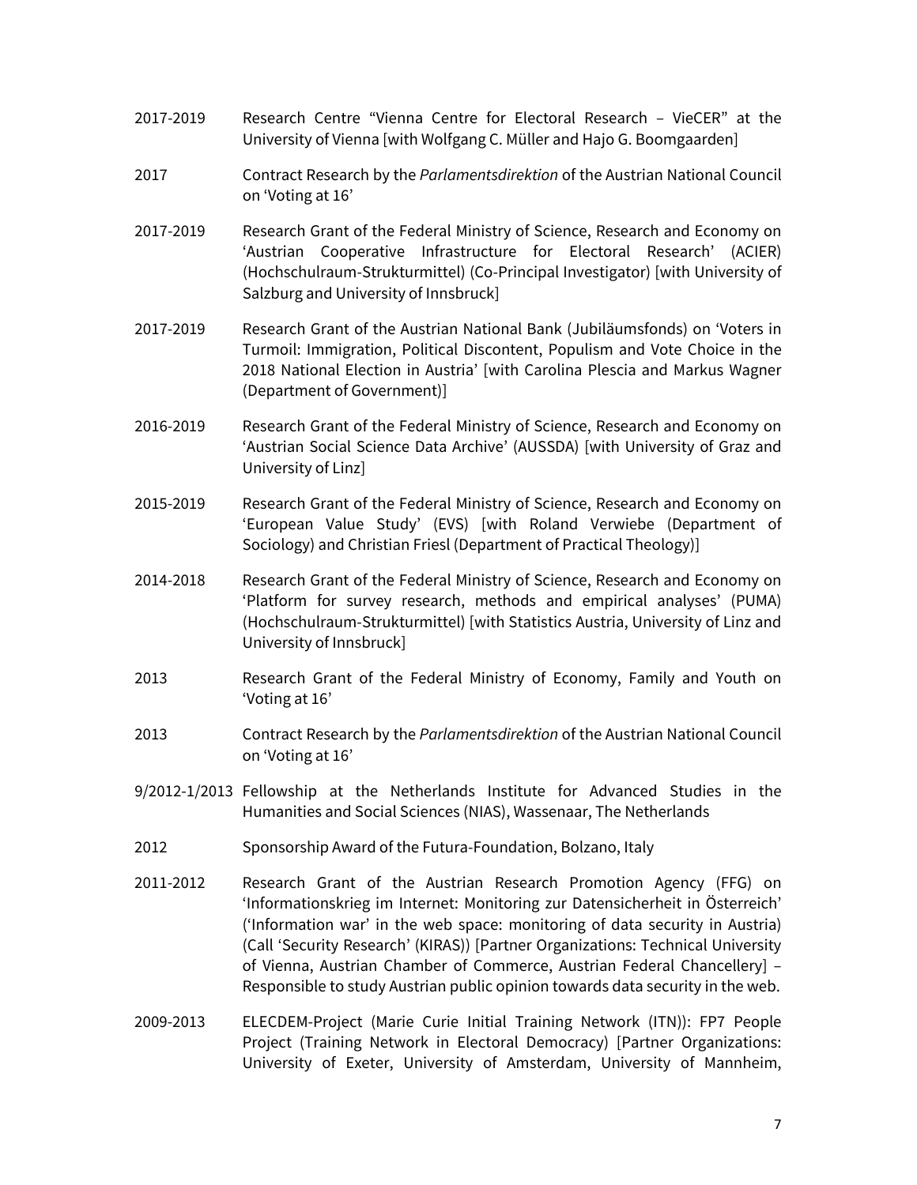2017-2019 Research Centre “Vienna Centre for Electoral Research – VieCER” at the University of Vienna [with Wolfgang C. Müller and Hajo G. Boomgaarden]

2017 Contract Research by the *Parlamentsdirektion* of the Austrian National Council on ‘Voting at 16’

2017-2019 Research Grant of the Federal Ministry of Science, Research and Economy on ‘Austrian Cooperative Infrastructure for Electoral Research’ (ACIER) (Hochschulraum-Strukturmittel) (Co-Principal Investigator) [with University of Salzburg and University of Innsbruck]

2017-2019 Research Grant of the Austrian National Bank (Jubiläumsfonds) on ‘Voters in Turmoil: Immigration, Political Discontent, Populism and Vote Choice in the 2018 National Election in Austria’ [with Carolina Plescia and Markus Wagner (Department of Government)]

2016-2019 Research Grant of the Federal Ministry of Science, Research and Economy on ‘Austrian Social Science Data Archive’ (AUSSDA) [with University of Graz and University of Linz]

2015-2019 Research Grant of the Federal Ministry of Science, Research and Economy on ‘European Value Study’ (EVS) [with Roland Verwiebe (Department of Sociology) and Christian Friesl (Department of Practical Theology)]

2014-2018 Research Grant of the Federal Ministry of Science, Research and Economy on ‘Platform for survey research, methods and empirical analyses’ (PUMA) (Hochschulraum-Strukturmittel) [with Statistics Austria, University of Linz and University of Innsbruck]

2013 Research Grant of the Federal Ministry of Economy, Family and Youth on ‘Voting at 16’

2013 Contract Research by the *Parlamentsdirektion* of the Austrian National Council on ‘Voting at 16’

9/2012-1/2013 Fellowship at the Netherlands Institute for Advanced Studies in the Humanities and Social Sciences (NIAS), Wassenaar, The Netherlands

2012 Sponsorship Award of the Futura-Foundation, Bolzano, Italy

2011-2012 Research Grant of the Austrian Research Promotion Agency (FFG) on ‘Informationskrieg im Internet: Monitoring zur Datensicherheit in Österreich’ (‘Information war’ in the web space: monitoring of data security in Austria) (Call ‘Security Research’ (KIRAS)) [Partner Organizations: Technical University of Vienna, Austrian Chamber of Commerce, Austrian Federal Chancellery] – Responsible to study Austrian public opinion towards data security in the web.

2009-2013 ELECDEM-Project (Marie Curie Initial Training Network (ITN)): FP7 People Project (Training Network in Electoral Democracy) [Partner Organizations: University of Exeter, University of Amsterdam, University of Mannheim,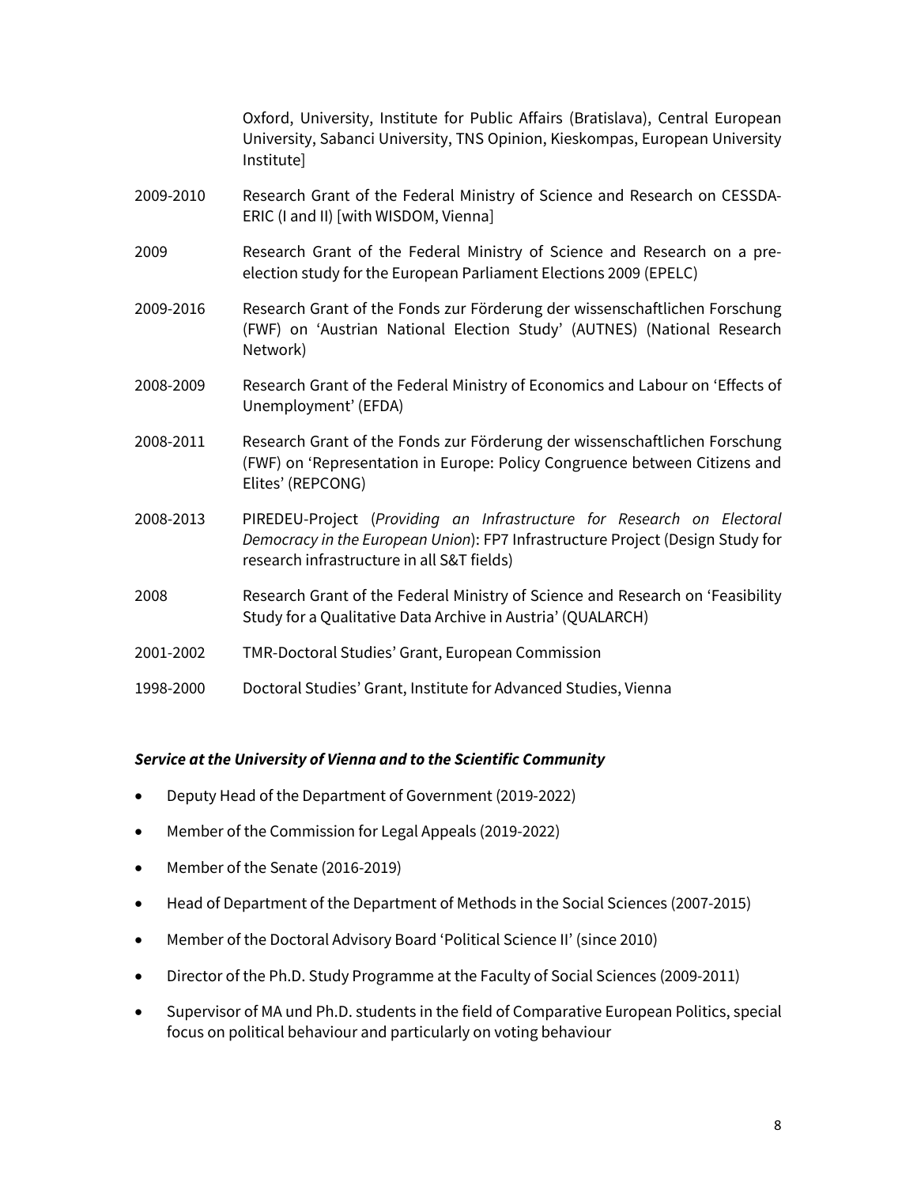Oxford, University, Institute for Public Affairs (Bratislava), Central European University, Sabanci University, TNS Opinion, Kieskompas, European University Institute]

2009-2010 Research Grant of the Federal Ministry of Science and Research on CESSDA-ERIC (I and II) [with WISDOM, Vienna]

2009 Research Grant of the Federal Ministry of Science and Research on a pre-election study for the European Parliament Elections 2009 (EPELC)

2009-2016 Research Grant of the Fonds zur Förderung der wissenschaftlichen Forschung (FWF) on 'Austrian National Election Study' (AUTNES) (National Research Network)

2008-2009 Research Grant of the Federal Ministry of Economics and Labour on 'Effects of Unemployment' (EFDA)

2008-2011 Research Grant of the Fonds zur Förderung der wissenschaftlichen Forschung (FWF) on 'Representation in Europe: Policy Congruence between Citizens and Elites' (REPCONG)

2008-2013 PIREDEU-Project (*Providing an Infrastructure for Research on Electoral Democracy in the European Union*): FP7 Infrastructure Project (Design Study for research infrastructure in all S&T fields)

2008 Research Grant of the Federal Ministry of Science and Research on 'Feasibility Study for a Qualitative Data Archive in Austria' (QUALARCH)

2001-2002 TMR-Doctoral Studies' Grant, European Commission

1998-2000 Doctoral Studies' Grant, Institute for Advanced Studies, Vienna

### *Service at the University of Vienna and to the Scientific Community*

- Deputy Head of the Department of Government (2019-2022)
- Member of the Commission for Legal Appeals (2019-2022)
- Member of the Senate (2016-2019)
- Head of Department of the Department of Methods in the Social Sciences (2007-2015)
- Member of the Doctoral Advisory Board 'Political Science II' (since 2010)
- Director of the Ph.D. Study Programme at the Faculty of Social Sciences (2009-2011)
- Supervisor of MA und Ph.D. students in the field of Comparative European Politics, special focus on political behaviour and particularly on voting behaviour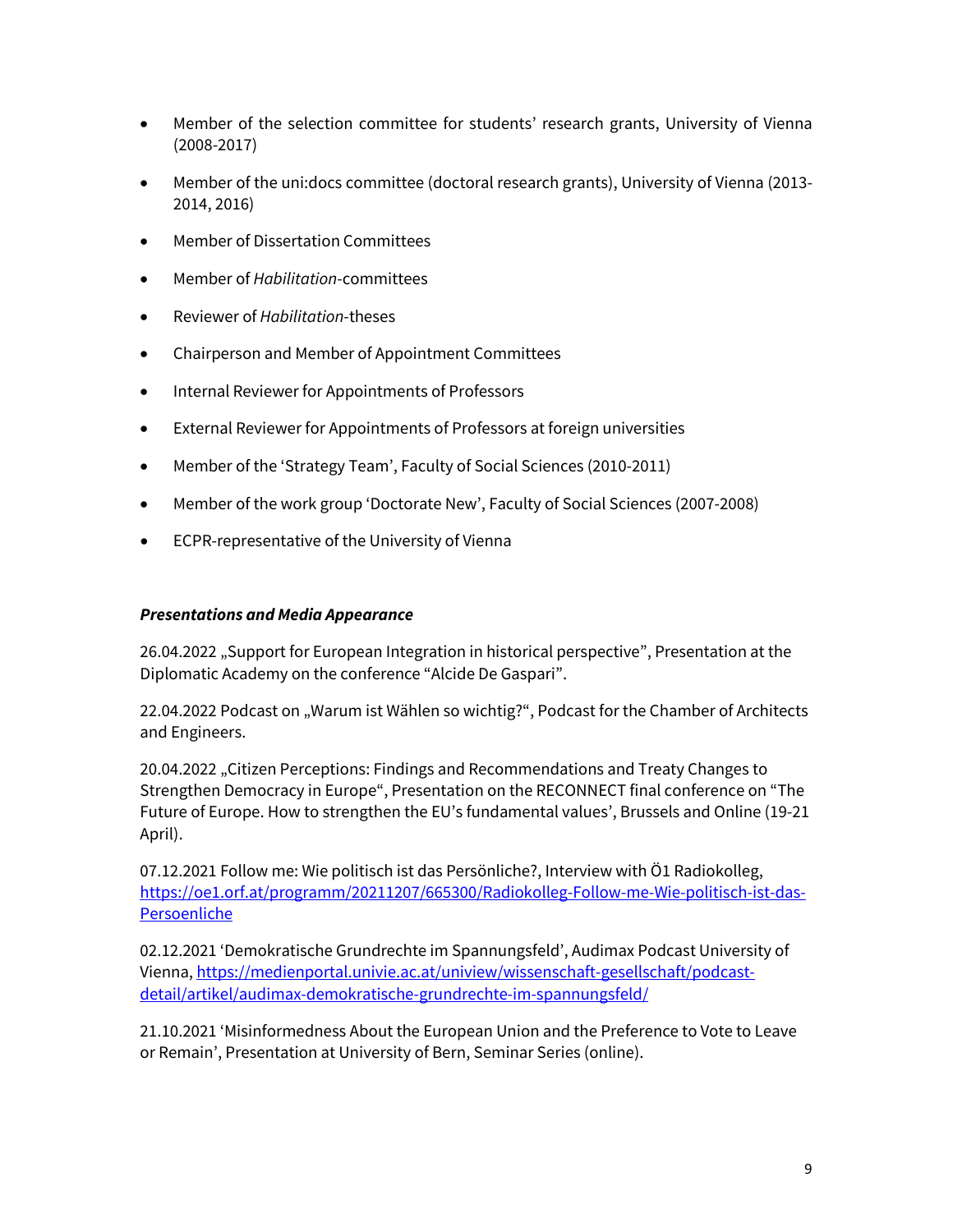- Member of the selection committee for students' research grants, University of Vienna (2008-2017)
- Member of the uni:docs committee (doctoral research grants), University of Vienna (2013-2014, 2016)
- Member of Dissertation Committees
- Member of *Habilitation*-committees
- Reviewer of *Habilitation*-theses
- Chairperson and Member of Appointment Committees
- Internal Reviewer for Appointments of Professors
- External Reviewer for Appointments of Professors at foreign universities
- Member of the 'Strategy Team', Faculty of Social Sciences (2010-2011)
- Member of the work group 'Doctorate New', Faculty of Social Sciences (2007-2008)
- ECPR-representative of the University of Vienna

***Presentations and Media Appearance***

26.04.2022 „Support for European Integration in historical perspective", Presentation at the Diplomatic Academy on the conference "Alcide De Gaspari".

22.04.2022 Podcast on „Warum ist Wählen so wichtig?", Podcast for the Chamber of Architects and Engineers.

20.04.2022 „Citizen Perceptions: Findings and Recommendations and Treaty Changes to Strengthen Democracy in Europe", Presentation on the RECONNECT final conference on "The Future of Europe. How to strengthen the EU's fundamental values', Brussels and Online (19-21 April).

07.12.2021 Follow me: Wie politisch ist das Persönliche?, Interview with Ö1 Radiokolleg, https://oe1.orf.at/programm/20211207/665300/Radiokolleg-Follow-me-Wie-politisch-ist-das-Persoenliche

02.12.2021 'Demokratische Grundrechte im Spannungsfeld', Audimax Podcast University of Vienna, https://medienportal.univie.ac.at/uniview/wissenschaft-gesellschaft/podcast-detail/artikel/audimax-demokratische-grundrechte-im-spannungsfeld/

21.10.2021 'Misinformedness About the European Union and the Preference to Vote to Leave or Remain', Presentation at University of Bern, Seminar Series (online).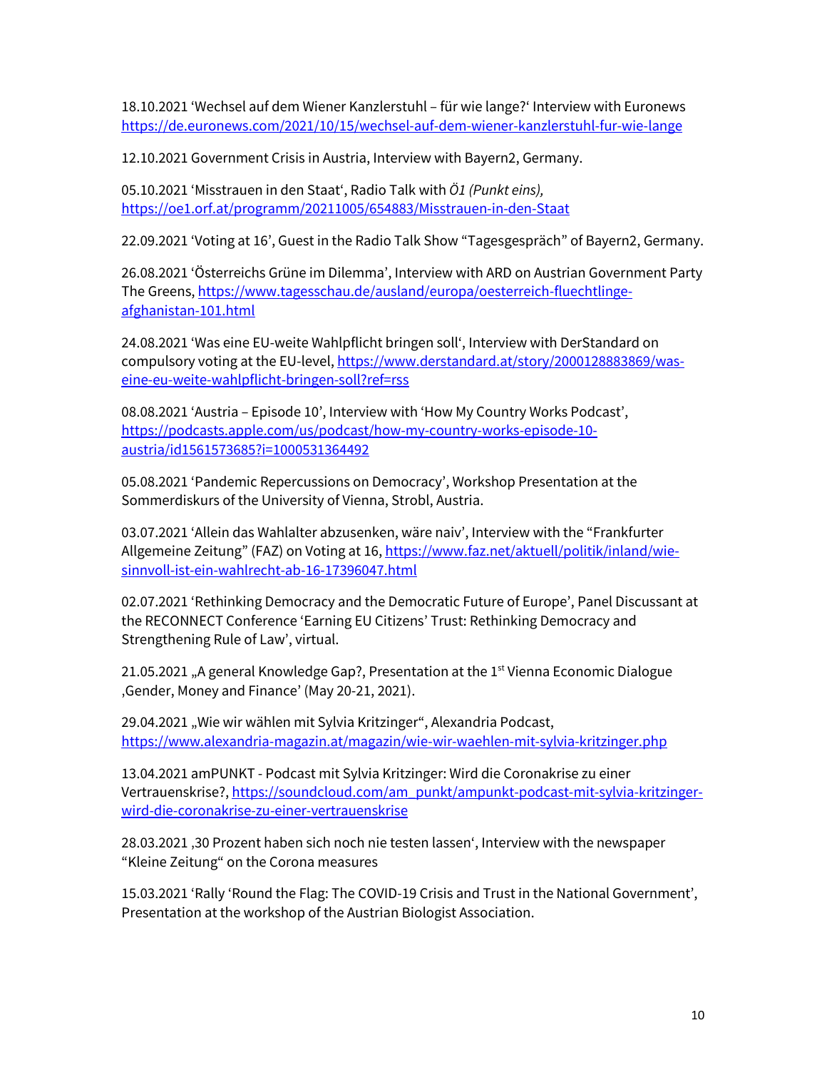18.10.2021 ‘Wechsel auf dem Wiener Kanzlerstuhl – für wie lange?‘ Interview with Euronews https://de.euronews.com/2021/10/15/wechsel-auf-dem-wiener-kanzlerstuhl-fur-wie-lange

12.10.2021 Government Crisis in Austria, Interview with Bayern2, Germany.

05.10.2021 ‘Misstrauen in den Staat‘, Radio Talk with *Ö1 (Punkt eins),* https://oe1.orf.at/programm/20211005/654883/Misstrauen-in-den-Staat

22.09.2021 ‘Voting at 16’, Guest in the Radio Talk Show “Tagesgespräch” of Bayern2, Germany.

26.08.2021 ‘Österreichs Grüne im Dilemma’, Interview with ARD on Austrian Government Party The Greens, https://www.tagesschau.de/ausland/europa/oesterreich-fluechtlinge-afghanistan-101.html

24.08.2021 ‘Was eine EU-weite Wahlpflicht bringen soll‘, Interview with DerStandard on compulsory voting at the EU-level, https://www.derstandard.at/story/2000128883869/was-eine-eu-weite-wahlpflicht-bringen-soll?ref=rss

08.08.2021 ‘Austria – Episode 10’, Interview with ‘How My Country Works Podcast’, https://podcasts.apple.com/us/podcast/how-my-country-works-episode-10-austria/id1561573685?i=1000531364492

05.08.2021 ‘Pandemic Repercussions on Democracy’, Workshop Presentation at the Sommerdiskurs of the University of Vienna, Strobl, Austria.

03.07.2021 ‘Allein das Wahlalter abzusenken, wäre naiv’, Interview with the “Frankfurter Allgemeine Zeitung” (FAZ) on Voting at 16, https://www.faz.net/aktuell/politik/inland/wie-sinnvoll-ist-ein-wahlrecht-ab-16-17396047.html

02.07.2021 ‘Rethinking Democracy and the Democratic Future of Europe’, Panel Discussant at the RECONNECT Conference ‘Earning EU Citizens’ Trust: Rethinking Democracy and Strengthening Rule of Law’, virtual.

21.05.2021 „A general Knowledge Gap?, Presentation at the 1st Vienna Economic Dialogue ‚Gender, Money and Finance’ (May 20-21, 2021).

29.04.2021 „Wie wir wählen mit Sylvia Kritzinger“, Alexandria Podcast, https://www.alexandria-magazin.at/magazin/wie-wir-waehlen-mit-sylvia-kritzinger.php

13.04.2021 amPUNKT - Podcast mit Sylvia Kritzinger: Wird die Coronakrise zu einer Vertrauenskrise?, https://soundcloud.com/am_punkt/ampunkt-podcast-mit-sylvia-kritzinger-wird-die-coronakrise-zu-einer-vertrauenskrise

28.03.2021 ‚30 Prozent haben sich noch nie testen lassen‘, Interview with the newspaper “Kleine Zeitung“ on the Corona measures

15.03.2021 ‘Rally ‘Round the Flag: The COVID-19 Crisis and Trust in the National Government’, Presentation at the workshop of the Austrian Biologist Association.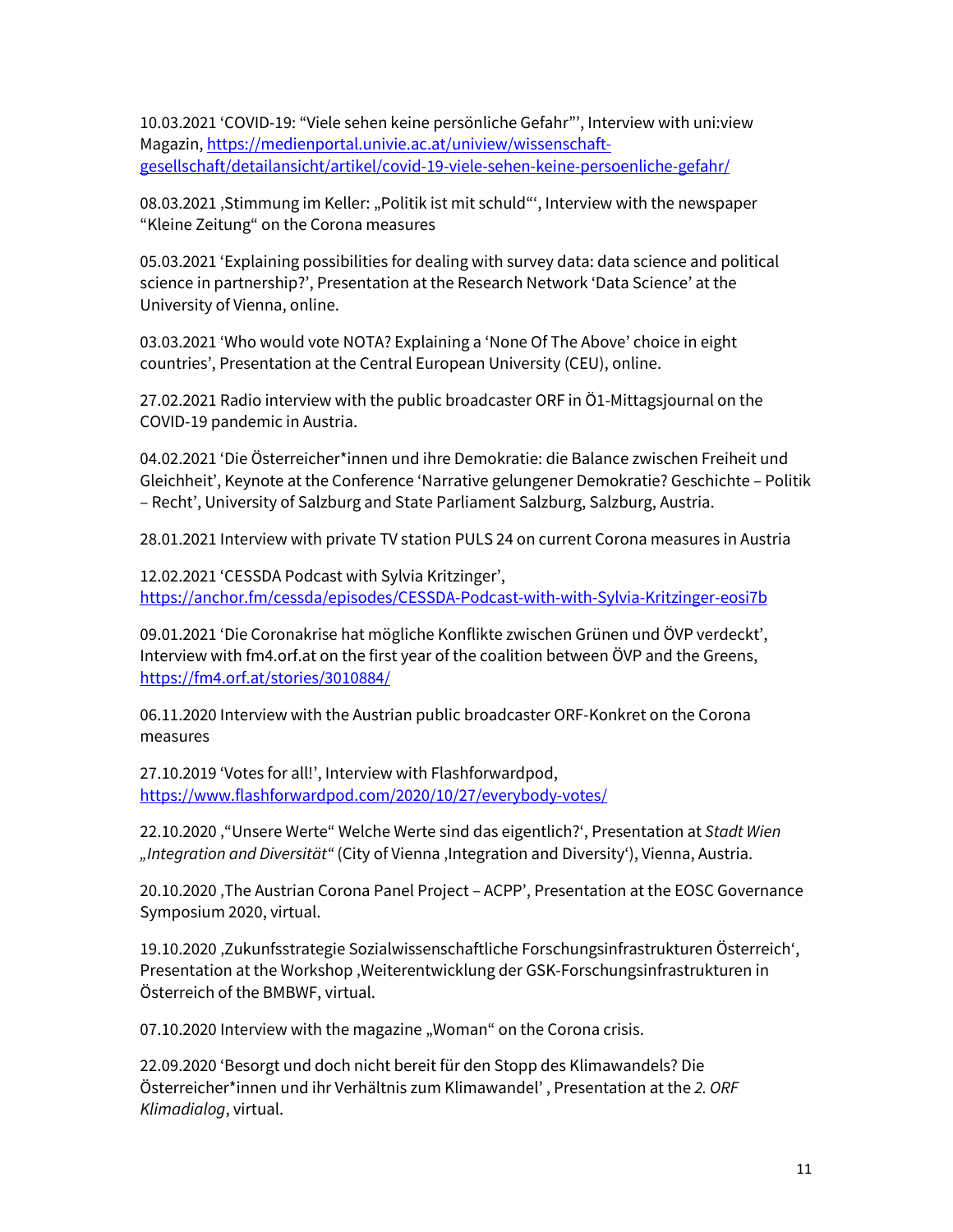10.03.2021 'COVID-19: "Viele sehen keine persönliche Gefahr"', Interview with uni:view Magazin, https://medienportal.univie.ac.at/uniview/wissenschaft-gesellschaft/detailansicht/artikel/covid-19-viele-sehen-keine-persoenliche-gefahr/

08.03.2021 ‚Stimmung im Keller: „Politik ist mit schuld"', Interview with the newspaper "Kleine Zeitung" on the Corona measures

05.03.2021 'Explaining possibilities for dealing with survey data: data science and political science in partnership?', Presentation at the Research Network 'Data Science' at the University of Vienna, online.

03.03.2021 'Who would vote NOTA? Explaining a 'None Of The Above' choice in eight countries', Presentation at the Central European University (CEU), online.

27.02.2021 Radio interview with the public broadcaster ORF in Ö1-Mittagsjournal on the COVID-19 pandemic in Austria.

04.02.2021 'Die Österreicher*innen und ihre Demokratie: die Balance zwischen Freiheit und Gleichheit', Keynote at the Conference 'Narrative gelungener Demokratie? Geschichte – Politik – Recht', University of Salzburg and State Parliament Salzburg, Salzburg, Austria.

28.01.2021 Interview with private TV station PULS 24 on current Corona measures in Austria

12.02.2021 'CESSDA Podcast with Sylvia Kritzinger', https://anchor.fm/cessda/episodes/CESSDA-Podcast-with-with-Sylvia-Kritzinger-eosi7b

09.01.2021 'Die Coronakrise hat mögliche Konflikte zwischen Grünen und ÖVP verdeckt', Interview with fm4.orf.at on the first year of the coalition between ÖVP and the Greens, https://fm4.orf.at/stories/3010884/

06.11.2020 Interview with the Austrian public broadcaster ORF-Konkret on the Corona measures

27.10.2019 'Votes for all!', Interview with Flashforwardpod, https://www.flashforwardpod.com/2020/10/27/everybody-votes/

22.10.2020 ‚"Unsere Werte" Welche Werte sind das eigentlich?', Presentation at *Stadt Wien „Integration and Diversität"* (City of Vienna ‚Integration and Diversity'), Vienna, Austria.

20.10.2020 ‚The Austrian Corona Panel Project – ACPP', Presentation at the EOSC Governance Symposium 2020, virtual.

19.10.2020 ‚Zukunfsstrategie Sozialwissenschaftliche Forschungsinfrastrukturen Österreich', Presentation at the Workshop ‚Weiterentwicklung der GSK-Forschungsinfrastrukturen in Österreich of the BMBWF, virtual.

07.10.2020 Interview with the magazine „Woman" on the Corona crisis.

22.09.2020 'Besorgt und doch nicht bereit für den Stopp des Klimawandels? Die Österreicher*innen und ihr Verhältnis zum Klimawandel' , Presentation at the *2. ORF Klimadialog*, virtual.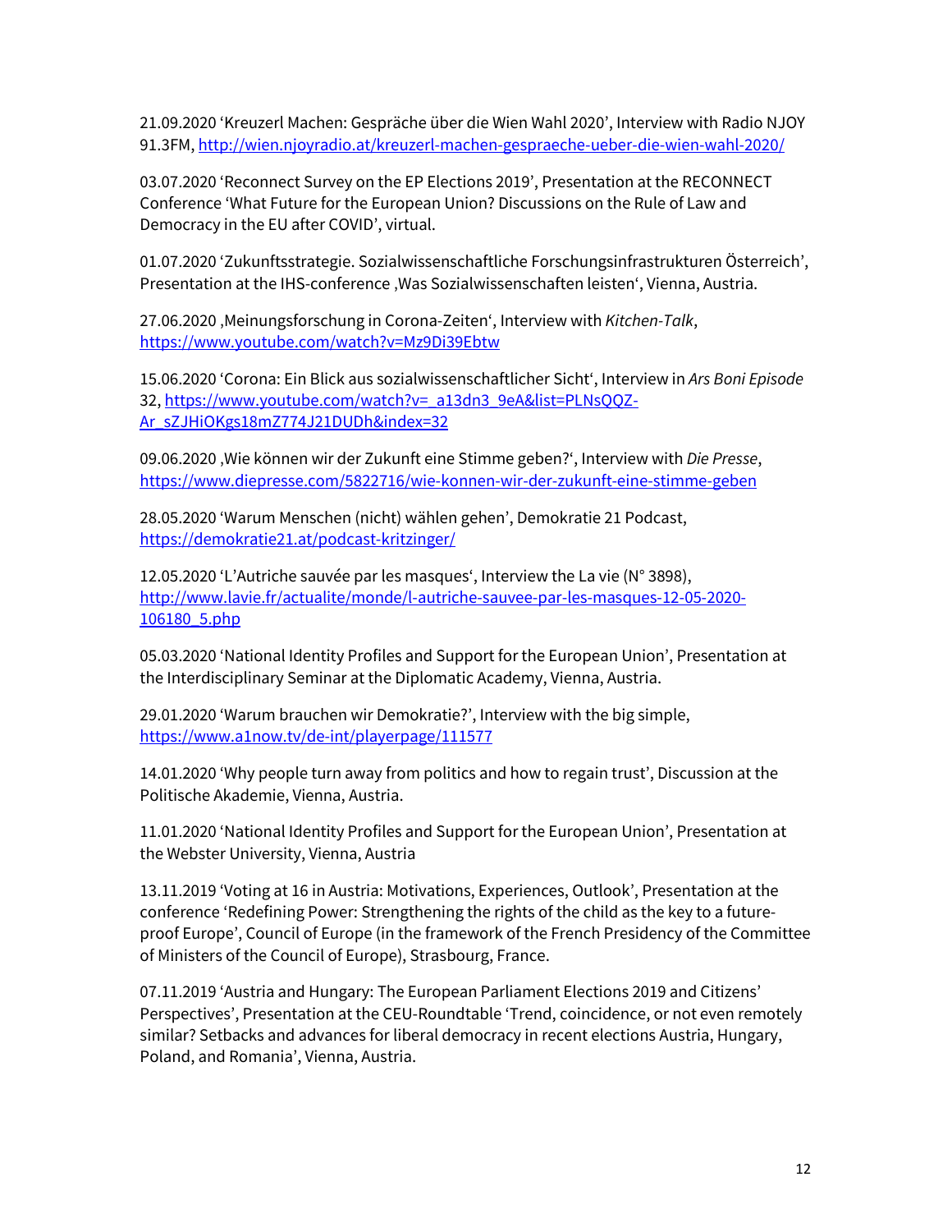21.09.2020 ‘Kreuzerl Machen: Gespräche über die Wien Wahl 2020’, Interview with Radio NJOY 91.3FM, http://wien.njoyradio.at/kreuzerl-machen-gespraeche-ueber-die-wien-wahl-2020/

03.07.2020 ‘Reconnect Survey on the EP Elections 2019’, Presentation at the RECONNECT Conference ‘What Future for the European Union? Discussions on the Rule of Law and Democracy in the EU after COVID’, virtual.

01.07.2020 ‘Zukunftsstrategie. Sozialwissenschaftliche Forschungsinfrastrukturen Österreich’, Presentation at the IHS-conference ‚Was Sozialwissenschaften leisten‘, Vienna, Austria.

27.06.2020 ‚Meinungsforschung in Corona-Zeiten‘, Interview with *Kitchen-Talk*, https://www.youtube.com/watch?v=Mz9Di39Ebtw

15.06.2020 ‘Corona: Ein Blick aus sozialwissenschaftlicher Sicht‘, Interview in *Ars Boni Episode* 32, https://www.youtube.com/watch?v=_a13dn3_9eA&list=PLNsQQZ-Ar_sZJHiOKgs18mZ774J21DUDh&index=32

09.06.2020 ‚Wie können wir der Zukunft eine Stimme geben?‘, Interview with *Die Presse*, https://www.diepresse.com/5822716/wie-konnen-wir-der-zukunft-eine-stimme-geben

28.05.2020 ‘Warum Menschen (nicht) wählen gehen’, Demokratie 21 Podcast, https://demokratie21.at/podcast-kritzinger/

12.05.2020 ‘L’Autriche sauvée par les masques‘, Interview the La vie (N° 3898), http://www.lavie.fr/actualite/monde/l-autriche-sauvee-par-les-masques-12-05-2020-106180_5.php

05.03.2020 ‘National Identity Profiles and Support for the European Union’, Presentation at the Interdisciplinary Seminar at the Diplomatic Academy, Vienna, Austria.

29.01.2020 ‘Warum brauchen wir Demokratie?’, Interview with the big simple, https://www.a1now.tv/de-int/playerpage/111577

14.01.2020 ‘Why people turn away from politics and how to regain trust’, Discussion at the Politische Akademie, Vienna, Austria.

11.01.2020 ‘National Identity Profiles and Support for the European Union’, Presentation at the Webster University, Vienna, Austria

13.11.2019 ‘Voting at 16 in Austria: Motivations, Experiences, Outlook’, Presentation at the conference ‘Redefining Power: Strengthening the rights of the child as the key to a future-proof Europe’, Council of Europe (in the framework of the French Presidency of the Committee of Ministers of the Council of Europe), Strasbourg, France.

07.11.2019 ‘Austria and Hungary: The European Parliament Elections 2019 and Citizens’ Perspectives’, Presentation at the CEU-Roundtable ‘Trend, coincidence, or not even remotely similar? Setbacks and advances for liberal democracy in recent elections Austria, Hungary, Poland, and Romania’, Vienna, Austria.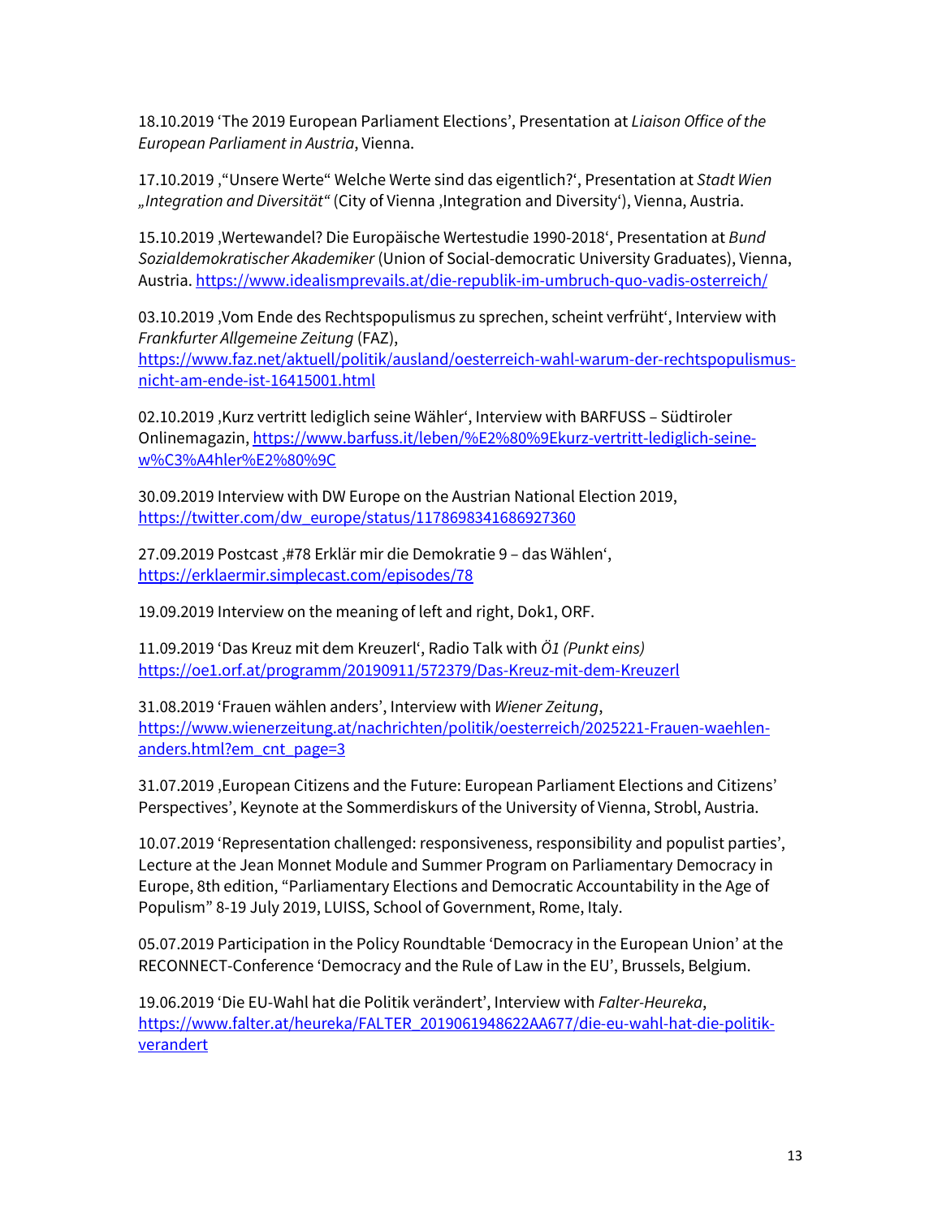18.10.2019 'The 2019 European Parliament Elections', Presentation at *Liaison Office of the European Parliament in Austria*, Vienna.

17.10.2019 ,"Unsere Werte" Welche Werte sind das eigentlich?', Presentation at *Stadt Wien „Integration and Diversität"* (City of Vienna ,Integration and Diversity'), Vienna, Austria.

15.10.2019 ,Wertewandel? Die Europäische Wertestudie 1990-2018', Presentation at *Bund Sozialdemokratischer Akademiker* (Union of Social-democratic University Graduates), Vienna, Austria. https://www.idealismprevails.at/die-republik-im-umbruch-quo-vadis-osterreich/

03.10.2019 ,Vom Ende des Rechtspopulismus zu sprechen, scheint verfrüht', Interview with *Frankfurter Allgemeine Zeitung* (FAZ), https://www.faz.net/aktuell/politik/ausland/oesterreich-wahl-warum-der-rechtspopulismus-nicht-am-ende-ist-16415001.html

02.10.2019 ,Kurz vertritt lediglich seine Wähler', Interview with BARFUSS – Südtiroler Onlinemagazin, https://www.barfuss.it/leben/%E2%80%9Ekurz-vertritt-lediglich-seine-w%C3%A4hler%E2%80%9C

30.09.2019 Interview with DW Europe on the Austrian National Election 2019, https://twitter.com/dw_europe/status/1178698341686927360

27.09.2019 Postcast ,#78 Erklär mir die Demokratie 9 – das Wählen', https://erklaermir.simplecast.com/episodes/78

19.09.2019 Interview on the meaning of left and right, Dok1, ORF.

11.09.2019 'Das Kreuz mit dem Kreuzerl', Radio Talk with *Ö1 (Punkt eins)* https://oe1.orf.at/programm/20190911/572379/Das-Kreuz-mit-dem-Kreuzerl

31.08.2019 'Frauen wählen anders', Interview with *Wiener Zeitung*, https://www.wienerzeitung.at/nachrichten/politik/oesterreich/2025221-Frauen-waehlen-anders.html?em_cnt_page=3

31.07.2019 ,European Citizens and the Future: European Parliament Elections and Citizens' Perspectives', Keynote at the Sommerdiskurs of the University of Vienna, Strobl, Austria.

10.07.2019 'Representation challenged: responsiveness, responsibility and populist parties', Lecture at the Jean Monnet Module and Summer Program on Parliamentary Democracy in Europe, 8th edition, "Parliamentary Elections and Democratic Accountability in the Age of Populism" 8-19 July 2019, LUISS, School of Government, Rome, Italy.

05.07.2019 Participation in the Policy Roundtable 'Democracy in the European Union' at the RECONNECT-Conference 'Democracy and the Rule of Law in the EU', Brussels, Belgium.

19.06.2019 'Die EU-Wahl hat die Politik verändert', Interview with *Falter-Heureka*, https://www.falter.at/heureka/FALTER_2019061948622AA677/die-eu-wahl-hat-die-politik-verandert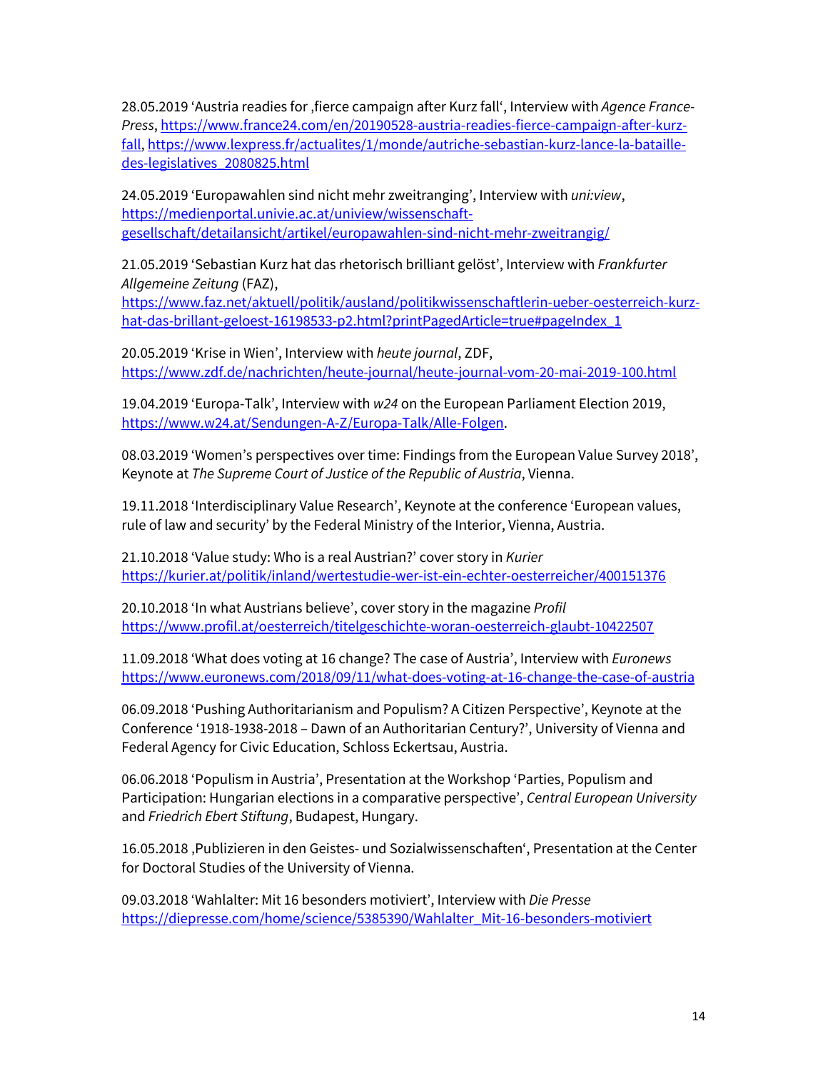28.05.2019 'Austria readies for ‚fierce campaign after Kurz fall', Interview with *Agence France-Press*, https://www.france24.com/en/20190528-austria-readies-fierce-campaign-after-kurz-fall, https://www.lexpress.fr/actualites/1/monde/autriche-sebastian-kurz-lance-la-bataille-des-legislatives_2080825.html

24.05.2019 'Europawahlen sind nicht mehr zweitranging', Interview with *uni:view*, https://medienportal.univie.ac.at/uniview/wissenschaft-gesellschaft/detailansicht/artikel/europawahlen-sind-nicht-mehr-zweitrangig/

21.05.2019 'Sebastian Kurz hat das rhetorisch brilliant gelöst', Interview with *Frankfurter Allgemeine Zeitung* (FAZ), https://www.faz.net/aktuell/politik/ausland/politikwissenschaftlerin-ueber-oesterreich-kurz-hat-das-brillant-geloest-16198533-p2.html?printPagedArticle=true#pageIndex_1

20.05.2019 'Krise in Wien', Interview with *heute journal*, ZDF, https://www.zdf.de/nachrichten/heute-journal/heute-journal-vom-20-mai-2019-100.html

19.04.2019 'Europa-Talk', Interview with *w24* on the European Parliament Election 2019, https://www.w24.at/Sendungen-A-Z/Europa-Talk/Alle-Folgen.

08.03.2019 'Women's perspectives over time: Findings from the European Value Survey 2018', Keynote at *The Supreme Court of Justice of the Republic of Austria*, Vienna.

19.11.2018 'Interdisciplinary Value Research', Keynote at the conference 'European values, rule of law and security' by the Federal Ministry of the Interior, Vienna, Austria.

21.10.2018 'Value study: Who is a real Austrian?' cover story in *Kurier* https://kurier.at/politik/inland/wertestudie-wer-ist-ein-echter-oesterreicher/400151376

20.10.2018 'In what Austrians believe', cover story in the magazine *Profil* https://www.profil.at/oesterreich/titelgeschichte-woran-oesterreich-glaubt-10422507

11.09.2018 'What does voting at 16 change? The case of Austria', Interview with *Euronews* https://www.euronews.com/2018/09/11/what-does-voting-at-16-change-the-case-of-austria

06.09.2018 'Pushing Authoritarianism and Populism? A Citizen Perspective', Keynote at the Conference '1918-1938-2018 – Dawn of an Authoritarian Century?', University of Vienna and Federal Agency for Civic Education, Schloss Eckertsau, Austria.

06.06.2018 'Populism in Austria', Presentation at the Workshop 'Parties, Populism and Participation: Hungarian elections in a comparative perspective', *Central European University* and *Friedrich Ebert Stiftung*, Budapest, Hungary.

16.05.2018 ‚Publizieren in den Geistes- und Sozialwissenschaften', Presentation at the Center for Doctoral Studies of the University of Vienna.

09.03.2018 'Wahlalter: Mit 16 besonders motiviert', Interview with *Die Presse* https://diepresse.com/home/science/5385390/Wahlalter_Mit-16-besonders-motiviert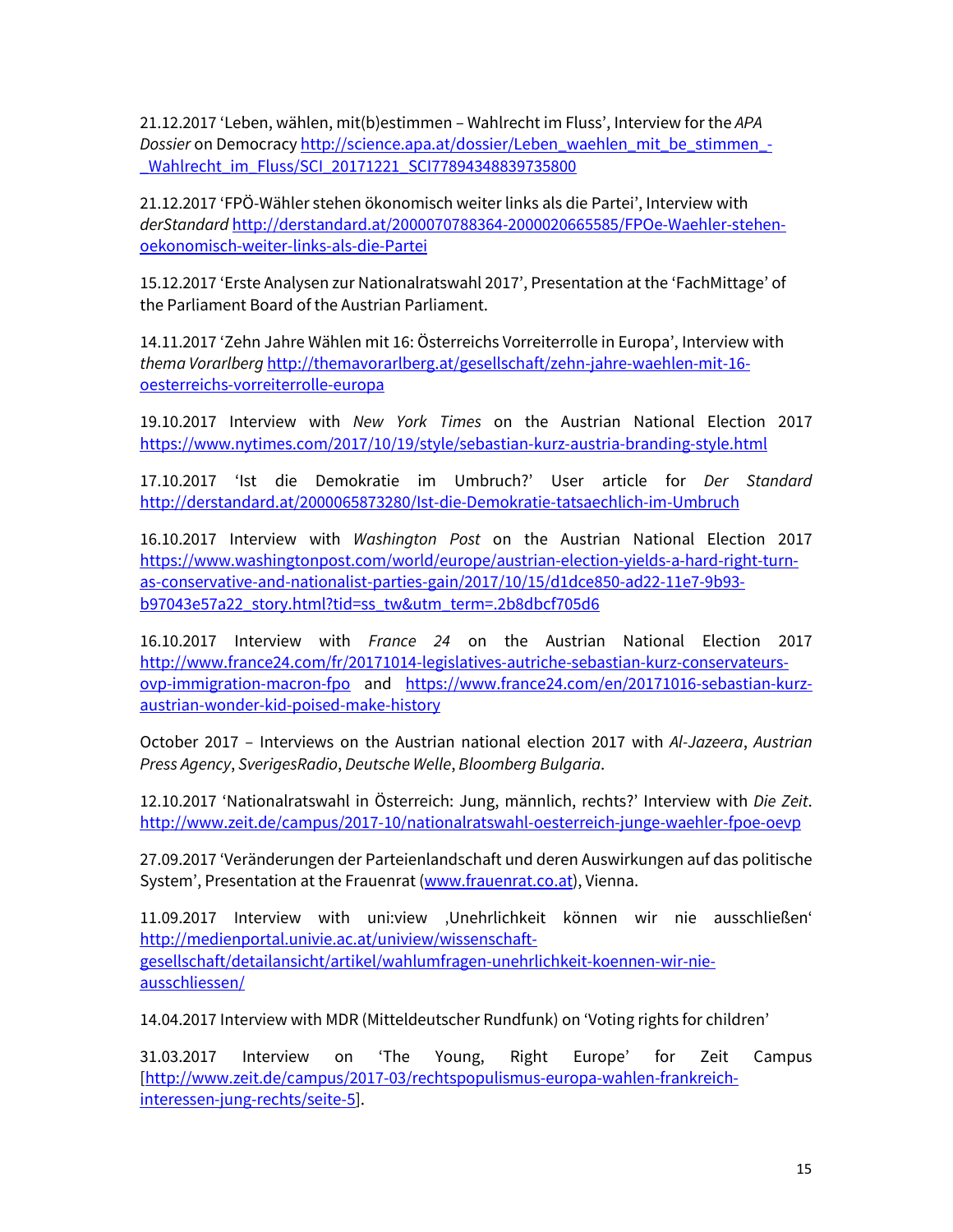21.12.2017 'Leben, wählen, mit(b)estimmen – Wahlrecht im Fluss', Interview for the *APA Dossier* on Democracy http://science.apa.at/dossier/Leben_waehlen_mit_be_stimmen_-_Wahlrecht_im_Fluss/SCI_20171221_SCI77894348839735800

21.12.2017 'FPÖ-Wähler stehen ökonomisch weiter links als die Partei', Interview with *derStandard* http://derstandard.at/2000070788364-2000020665585/FPOe-Waehler-stehen-oekonomisch-weiter-links-als-die-Partei

15.12.2017 'Erste Analysen zur Nationalratswahl 2017', Presentation at the 'FachMittage' of the Parliament Board of the Austrian Parliament.

14.11.2017 'Zehn Jahre Wählen mit 16: Österreichs Vorreiterrolle in Europa', Interview with *thema Vorarlberg* http://themavorarlberg.at/gesellschaft/zehn-jahre-waehlen-mit-16-oesterreichs-vorreiterrolle-europa

19.10.2017 Interview with *New York Times* on the Austrian National Election 2017 https://www.nytimes.com/2017/10/19/style/sebastian-kurz-austria-branding-style.html

17.10.2017 'Ist die Demokratie im Umbruch?' User article for *Der Standard* http://derstandard.at/2000065873280/Ist-die-Demokratie-tatsaechlich-im-Umbruch

16.10.2017 Interview with *Washington Post* on the Austrian National Election 2017 https://www.washingtonpost.com/world/europe/austrian-election-yields-a-hard-right-turn-as-conservative-and-nationalist-parties-gain/2017/10/15/d1dce850-ad22-11e7-9b93-b97043e57a22_story.html?tid=ss_tw&utm_term=.2b8dbcf705d6

16.10.2017 Interview with *France 24* on the Austrian National Election 2017 http://www.france24.com/fr/20171014-legislatives-autriche-sebastian-kurz-conservateurs-ovp-immigration-macron-fpo and https://www.france24.com/en/20171016-sebastian-kurz-austrian-wonder-kid-poised-make-history

October 2017 – Interviews on the Austrian national election 2017 with *Al-Jazeera*, *Austrian Press Agency*, *SverigesRadio*, *Deutsche Welle*, *Bloomberg Bulgaria*.

12.10.2017 'Nationalratswahl in Österreich: Jung, männlich, rechts?' Interview with *Die Zeit*. http://www.zeit.de/campus/2017-10/nationalratswahl-oesterreich-junge-waehler-fpoe-oevp

27.09.2017 'Veränderungen der Parteienlandschaft und deren Auswirkungen auf das politische System', Presentation at the Frauenrat (www.frauenrat.co.at), Vienna.

11.09.2017 Interview with uni:view ‚Unehrlichkeit können wir nie ausschließen' http://medienportal.univie.ac.at/uniview/wissenschaft-gesellschaft/detailansicht/artikel/wahlumfragen-unehrlichkeit-koennen-wir-nie-ausschliessen/

14.04.2017 Interview with MDR (Mitteldeutscher Rundfunk) on 'Voting rights for children'

31.03.2017 Interview on 'The Young, Right Europe' for Zeit Campus [http://www.zeit.de/campus/2017-03/rechtspopulismus-europa-wahlen-frankreich-interessen-jung-rechts/seite-5].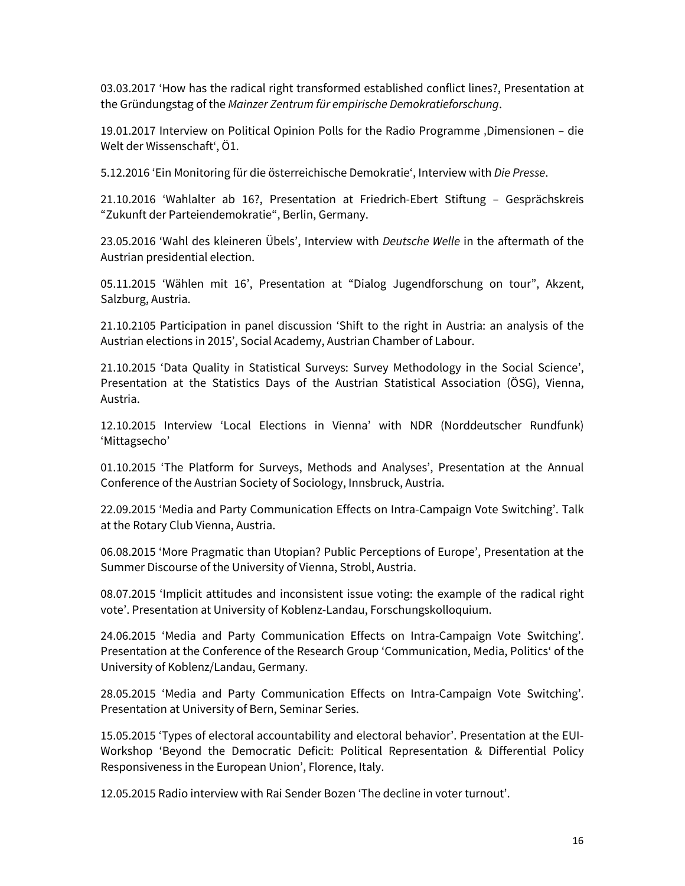03.03.2017 'How has the radical right transformed established conflict lines?, Presentation at the Gründungstag of the *Mainzer Zentrum für empirische Demokratieforschung*.

19.01.2017 Interview on Political Opinion Polls for the Radio Programme ‚Dimensionen – die Welt der Wissenschaft', Ö1.

5.12.2016 'Ein Monitoring für die österreichische Demokratie', Interview with *Die Presse*.

21.10.2016 'Wahlalter ab 16?, Presentation at Friedrich-Ebert Stiftung – Gesprächskreis "Zukunft der Parteiendemokratie", Berlin, Germany.

23.05.2016 'Wahl des kleineren Übels', Interview with *Deutsche Welle* in the aftermath of the Austrian presidential election.

05.11.2015 'Wählen mit 16', Presentation at "Dialog Jugendforschung on tour", Akzent, Salzburg, Austria.

21.10.2105 Participation in panel discussion 'Shift to the right in Austria: an analysis of the Austrian elections in 2015', Social Academy, Austrian Chamber of Labour.

21.10.2015 'Data Quality in Statistical Surveys: Survey Methodology in the Social Science', Presentation at the Statistics Days of the Austrian Statistical Association (ÖSG), Vienna, Austria.

12.10.2015 Interview 'Local Elections in Vienna' with NDR (Norddeutscher Rundfunk) 'Mittagsecho'

01.10.2015 'The Platform for Surveys, Methods and Analyses', Presentation at the Annual Conference of the Austrian Society of Sociology, Innsbruck, Austria.

22.09.2015 'Media and Party Communication Effects on Intra-Campaign Vote Switching'. Talk at the Rotary Club Vienna, Austria.

06.08.2015 'More Pragmatic than Utopian? Public Perceptions of Europe', Presentation at the Summer Discourse of the University of Vienna, Strobl, Austria.

08.07.2015 'Implicit attitudes and inconsistent issue voting: the example of the radical right vote'. Presentation at University of Koblenz-Landau, Forschungskolloquium.

24.06.2015 'Media and Party Communication Effects on Intra-Campaign Vote Switching'. Presentation at the Conference of the Research Group 'Communication, Media, Politics' of the University of Koblenz/Landau, Germany.

28.05.2015 'Media and Party Communication Effects on Intra-Campaign Vote Switching'. Presentation at University of Bern, Seminar Series.

15.05.2015 'Types of electoral accountability and electoral behavior'. Presentation at the EUI-Workshop 'Beyond the Democratic Deficit: Political Representation & Differential Policy Responsiveness in the European Union', Florence, Italy.

12.05.2015 Radio interview with Rai Sender Bozen 'The decline in voter turnout'.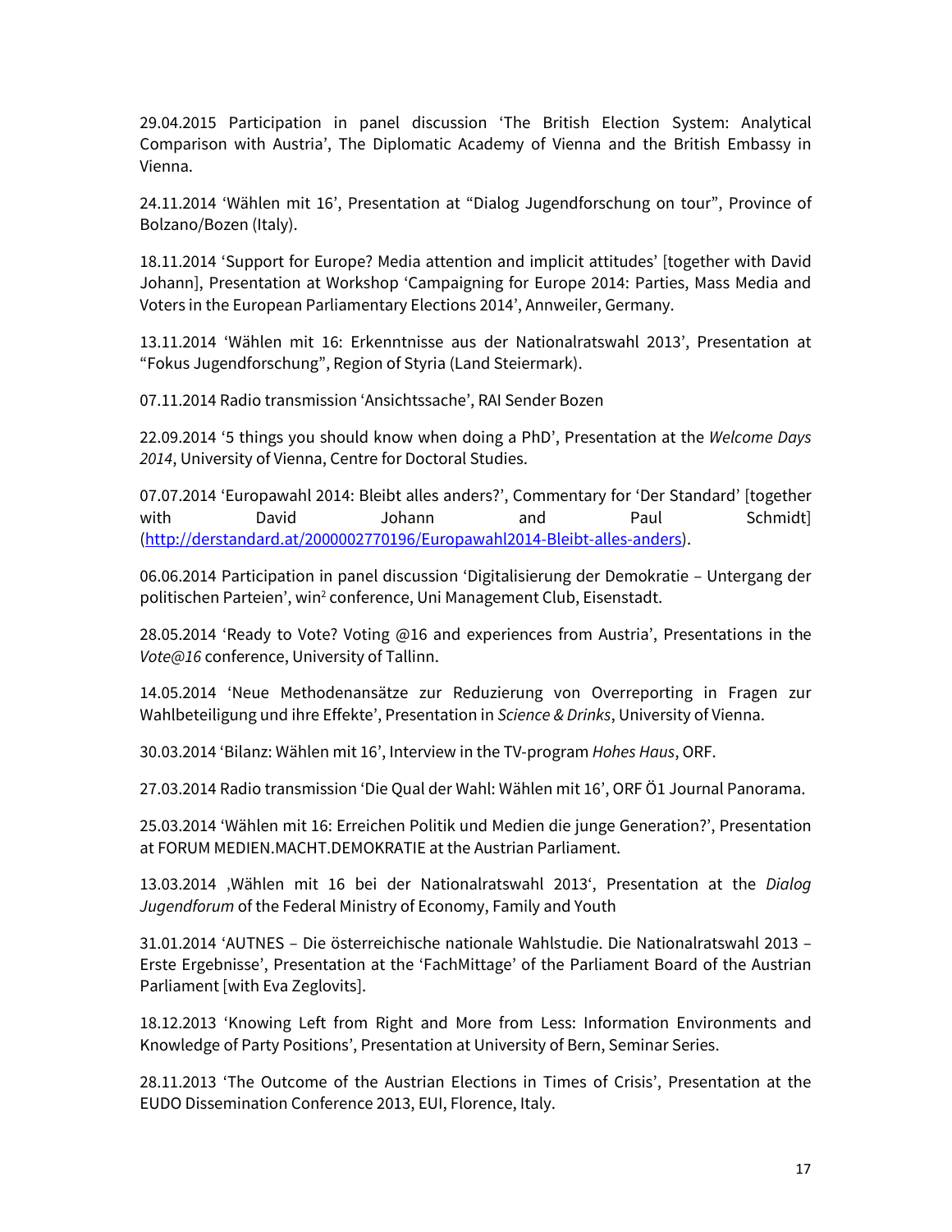29.04.2015 Participation in panel discussion 'The British Election System: Analytical Comparison with Austria', The Diplomatic Academy of Vienna and the British Embassy in Vienna.

24.11.2014 'Wählen mit 16', Presentation at "Dialog Jugendforschung on tour", Province of Bolzano/Bozen (Italy).

18.11.2014 'Support for Europe? Media attention and implicit attitudes' [together with David Johann], Presentation at Workshop 'Campaigning for Europe 2014: Parties, Mass Media and Voters in the European Parliamentary Elections 2014', Annweiler, Germany.

13.11.2014 'Wählen mit 16: Erkenntnisse aus der Nationalratswahl 2013', Presentation at "Fokus Jugendforschung", Region of Styria (Land Steiermark).

07.11.2014 Radio transmission 'Ansichtssache', RAI Sender Bozen

22.09.2014 '5 things you should know when doing a PhD', Presentation at the *Welcome Days 2014*, University of Vienna, Centre for Doctoral Studies.

07.07.2014 'Europawahl 2014: Bleibt alles anders?', Commentary for 'Der Standard' [together with David Johann and Paul Schmidt] (http://derstandard.at/2000002770196/Europawahl2014-Bleibt-alles-anders).

06.06.2014 Participation in panel discussion 'Digitalisierung der Demokratie – Untergang der politischen Parteien', win² conference, Uni Management Club, Eisenstadt.

28.05.2014 'Ready to Vote? Voting @16 and experiences from Austria', Presentations in the *Vote@16* conference, University of Tallinn.

14.05.2014 'Neue Methodenansätze zur Reduzierung von Overreporting in Fragen zur Wahlbeteiligung und ihre Effekte', Presentation in *Science & Drinks*, University of Vienna.

30.03.2014 'Bilanz: Wählen mit 16', Interview in the TV-program *Hohes Haus*, ORF.

27.03.2014 Radio transmission 'Die Qual der Wahl: Wählen mit 16', ORF Ö1 Journal Panorama.

25.03.2014 'Wählen mit 16: Erreichen Politik und Medien die junge Generation?', Presentation at FORUM MEDIEN.MACHT.DEMOKRATIE at the Austrian Parliament.

13.03.2014 ‚Wählen mit 16 bei der Nationalratswahl 2013', Presentation at the *Dialog Jugendforum* of the Federal Ministry of Economy, Family and Youth

31.01.2014 'AUTNES – Die österreichische nationale Wahlstudie. Die Nationalratswahl 2013 – Erste Ergebnisse', Presentation at the 'FachMittage' of the Parliament Board of the Austrian Parliament [with Eva Zeglovits].

18.12.2013 'Knowing Left from Right and More from Less: Information Environments and Knowledge of Party Positions', Presentation at University of Bern, Seminar Series.

28.11.2013 'The Outcome of the Austrian Elections in Times of Crisis', Presentation at the EUDO Dissemination Conference 2013, EUI, Florence, Italy.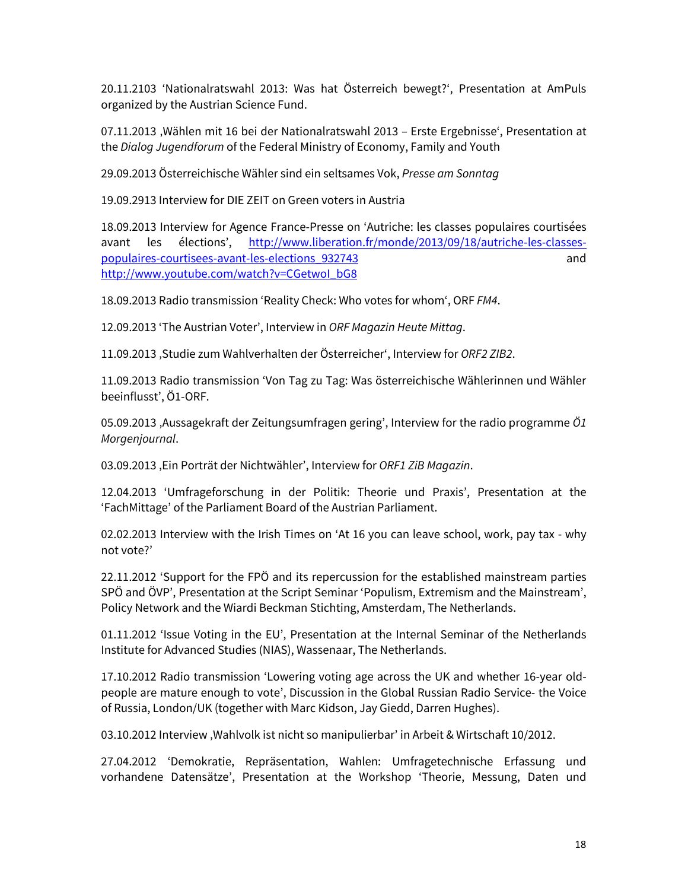20.11.2103 'Nationalratswahl 2013: Was hat Österreich bewegt?', Presentation at AmPuls organized by the Austrian Science Fund.

07.11.2013 ‚Wählen mit 16 bei der Nationalratswahl 2013 – Erste Ergebnisse', Presentation at the *Dialog Jugendforum* of the Federal Ministry of Economy, Family and Youth

29.09.2013 Österreichische Wähler sind ein seltsames Vok, *Presse am Sonntag*

19.09.2913 Interview for DIE ZEIT on Green voters in Austria

18.09.2013 Interview for Agence France-Presse on 'Autriche: les classes populaires courtisées avant les élections', http://www.liberation.fr/monde/2013/09/18/autriche-les-classes-populaires-courtisees-avant-les-elections_932743 and http://www.youtube.com/watch?v=CGetwoI_bG8

18.09.2013 Radio transmission 'Reality Check: Who votes for whom', ORF *FM4*.

12.09.2013 'The Austrian Voter', Interview in *ORF Magazin Heute Mittag*.

11.09.2013 ‚Studie zum Wahlverhalten der Österreicher', Interview for *ORF2 ZIB2*.

11.09.2013 Radio transmission 'Von Tag zu Tag: Was österreichische Wählerinnen und Wähler beeinflusst', Ö1-ORF.

05.09.2013 ‚Aussagekraft der Zeitungsumfragen gering', Interview for the radio programme *Ö1 Morgenjournal*.

03.09.2013 ‚Ein Porträt der Nichtwähler', Interview for *ORF1 ZiB Magazin*.

12.04.2013 'Umfrageforschung in der Politik: Theorie und Praxis', Presentation at the 'FachMittage' of the Parliament Board of the Austrian Parliament.

02.02.2013 Interview with the Irish Times on 'At 16 you can leave school, work, pay tax - why not vote?'

22.11.2012 'Support for the FPÖ and its repercussion for the established mainstream parties SPÖ and ÖVP', Presentation at the Script Seminar 'Populism, Extremism and the Mainstream', Policy Network and the Wiardi Beckman Stichting, Amsterdam, The Netherlands.

01.11.2012 'Issue Voting in the EU', Presentation at the Internal Seminar of the Netherlands Institute for Advanced Studies (NIAS), Wassenaar, The Netherlands.

17.10.2012 Radio transmission 'Lowering voting age across the UK and whether 16-year old-people are mature enough to vote', Discussion in the Global Russian Radio Service- the Voice of Russia, London/UK (together with Marc Kidson, Jay Giedd, Darren Hughes).

03.10.2012 Interview ‚Wahlvolk ist nicht so manipulierbar' in Arbeit & Wirtschaft 10/2012.

27.04.2012 'Demokratie, Repräsentation, Wahlen: Umfragetechnische Erfassung und vorhandene Datensätze', Presentation at the Workshop 'Theorie, Messung, Daten und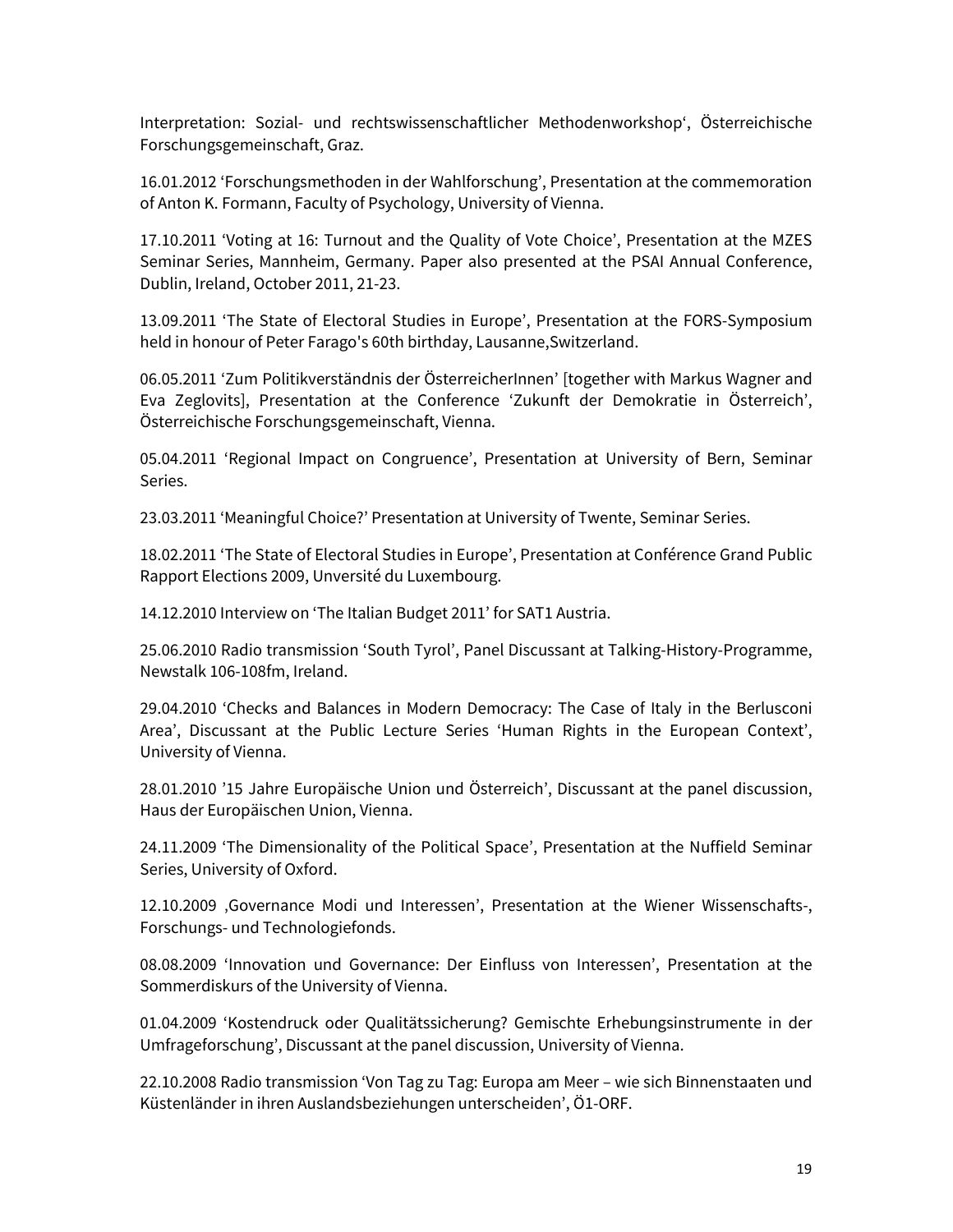Interpretation: Sozial- und rechtswissenschaftlicher Methodenworkshop', Österreichische Forschungsgemeinschaft, Graz.

16.01.2012 'Forschungsmethoden in der Wahlforschung', Presentation at the commemoration of Anton K. Formann, Faculty of Psychology, University of Vienna.

17.10.2011 'Voting at 16: Turnout and the Quality of Vote Choice', Presentation at the MZES Seminar Series, Mannheim, Germany. Paper also presented at the PSAI Annual Conference, Dublin, Ireland, October 2011, 21-23.

13.09.2011 'The State of Electoral Studies in Europe', Presentation at the FORS-Symposium held in honour of Peter Farago's 60th birthday, Lausanne,Switzerland.

06.05.2011 'Zum Politikverständnis der ÖsterreicherInnen' [together with Markus Wagner and Eva Zeglovits], Presentation at the Conference 'Zukunft der Demokratie in Österreich', Österreichische Forschungsgemeinschaft, Vienna.

05.04.2011 'Regional Impact on Congruence', Presentation at University of Bern, Seminar Series.

23.03.2011 'Meaningful Choice?' Presentation at University of Twente, Seminar Series.

18.02.2011 'The State of Electoral Studies in Europe', Presentation at Conférence Grand Public Rapport Elections 2009, Unversité du Luxembourg.

14.12.2010 Interview on 'The Italian Budget 2011' for SAT1 Austria.

25.06.2010 Radio transmission 'South Tyrol', Panel Discussant at Talking-History-Programme, Newstalk 106-108fm, Ireland.

29.04.2010 'Checks and Balances in Modern Democracy: The Case of Italy in the Berlusconi Area', Discussant at the Public Lecture Series 'Human Rights in the European Context', University of Vienna.

28.01.2010 '15 Jahre Europäische Union und Österreich', Discussant at the panel discussion, Haus der Europäischen Union, Vienna.

24.11.2009 'The Dimensionality of the Political Space', Presentation at the Nuffield Seminar Series, University of Oxford.

12.10.2009 ‚Governance Modi und Interessen', Presentation at the Wiener Wissenschafts-, Forschungs- und Technologiefonds.

08.08.2009 'Innovation und Governance: Der Einfluss von Interessen', Presentation at the Sommerdiskurs of the University of Vienna.

01.04.2009 'Kostendruck oder Qualitätssicherung? Gemischte Erhebungsinstrumente in der Umfrageforschung', Discussant at the panel discussion, University of Vienna.

22.10.2008 Radio transmission 'Von Tag zu Tag: Europa am Meer – wie sich Binnenstaaten und Küstenländer in ihren Auslandsbeziehungen unterscheiden', Ö1-ORF.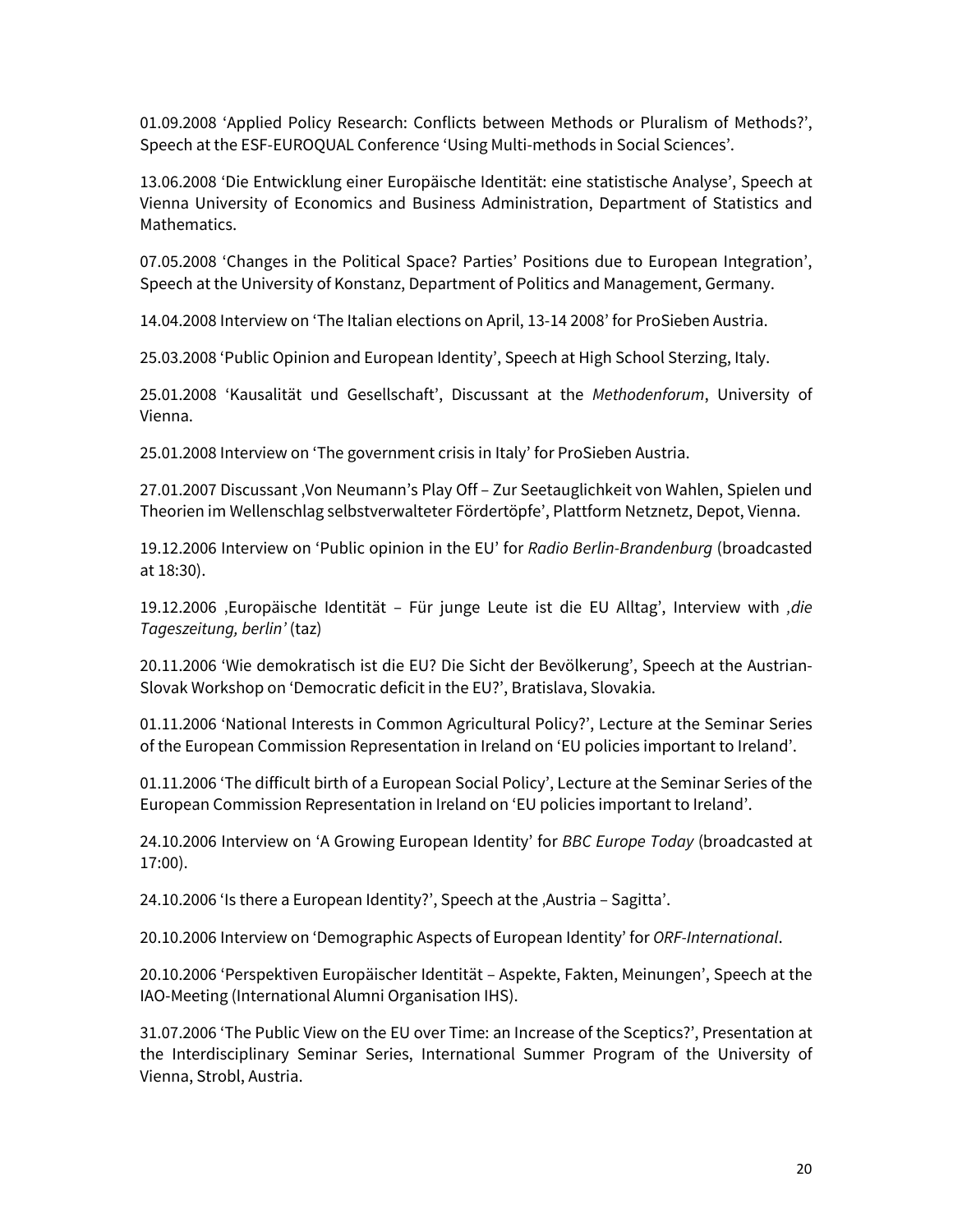01.09.2008 ‘Applied Policy Research: Conflicts between Methods or Pluralism of Methods?’, Speech at the ESF-EUROQUAL Conference ‘Using Multi-methods in Social Sciences’.

13.06.2008 ‘Die Entwicklung einer Europäische Identität: eine statistische Analyse’, Speech at Vienna University of Economics and Business Administration, Department of Statistics and Mathematics.

07.05.2008 ‘Changes in the Political Space? Parties’ Positions due to European Integration’, Speech at the University of Konstanz, Department of Politics and Management, Germany.

14.04.2008 Interview on ‘The Italian elections on April, 13-14 2008’ for ProSieben Austria.

25.03.2008 ‘Public Opinion and European Identity’, Speech at High School Sterzing, Italy.

25.01.2008 ‘Kausalität und Gesellschaft’, Discussant at the *Methodenforum*, University of Vienna.

25.01.2008 Interview on ‘The government crisis in Italy’ for ProSieben Austria.

27.01.2007 Discussant ‚Von Neumann’s Play Off – Zur Seetauglichkeit von Wahlen, Spielen und Theorien im Wellenschlag selbstverwalteter Fördertöpfe’, Plattform Netznetz, Depot, Vienna.

19.12.2006 Interview on ‘Public opinion in the EU’ for *Radio Berlin-Brandenburg* (broadcasted at 18:30).

19.12.2006 ‚Europäische Identität – Für junge Leute ist die EU Alltag’, Interview with *‚die Tageszeitung, berlin’* (taz)

20.11.2006 ‘Wie demokratisch ist die EU? Die Sicht der Bevölkerung’, Speech at the Austrian-Slovak Workshop on ‘Democratic deficit in the EU?’, Bratislava, Slovakia.

01.11.2006 ‘National Interests in Common Agricultural Policy?’, Lecture at the Seminar Series of the European Commission Representation in Ireland on ‘EU policies important to Ireland’.

01.11.2006 ‘The difficult birth of a European Social Policy’, Lecture at the Seminar Series of the European Commission Representation in Ireland on ‘EU policies important to Ireland’.

24.10.2006 Interview on ‘A Growing European Identity’ for *BBC Europe Today* (broadcasted at 17:00).

24.10.2006 ‘Is there a European Identity?’, Speech at the ‚Austria – Sagitta’.

20.10.2006 Interview on ‘Demographic Aspects of European Identity’ for *ORF-International*.

20.10.2006 ‘Perspektiven Europäischer Identität – Aspekte, Fakten, Meinungen’, Speech at the IAO-Meeting (International Alumni Organisation IHS).

31.07.2006 ‘The Public View on the EU over Time: an Increase of the Sceptics?’, Presentation at the Interdisciplinary Seminar Series, International Summer Program of the University of Vienna, Strobl, Austria.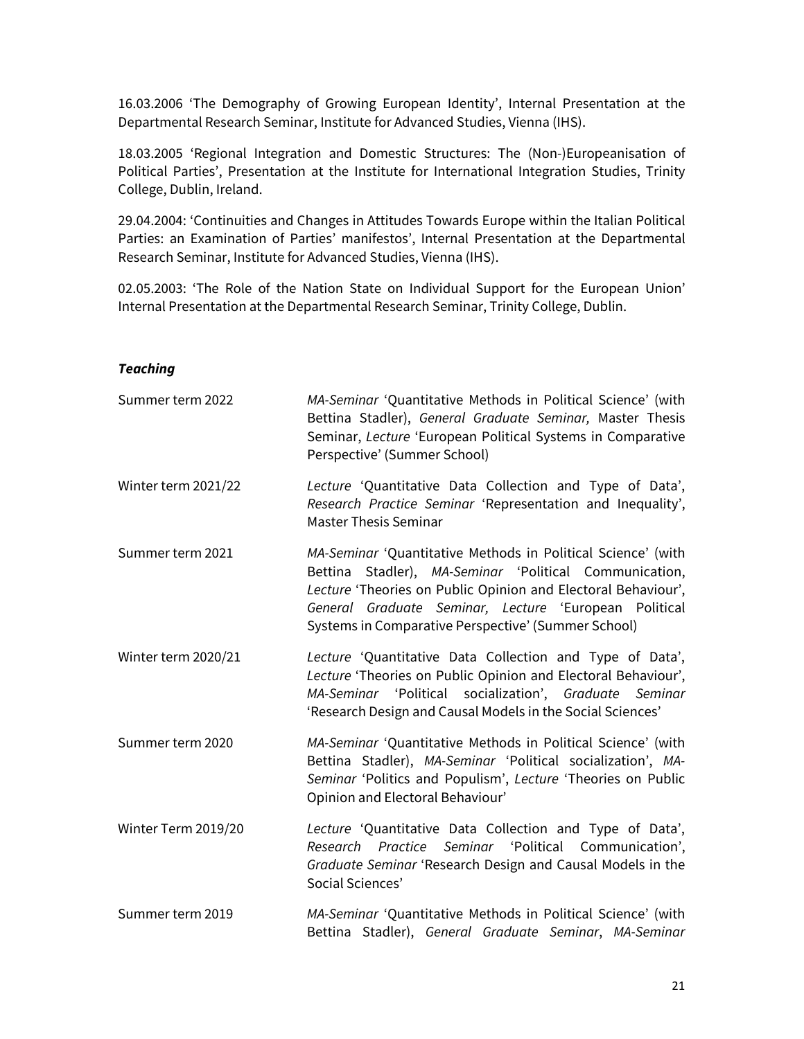16.03.2006 'The Demography of Growing European Identity', Internal Presentation at the Departmental Research Seminar, Institute for Advanced Studies, Vienna (IHS).

18.03.2005 'Regional Integration and Domestic Structures: The (Non-)Europeanisation of Political Parties', Presentation at the Institute for International Integration Studies, Trinity College, Dublin, Ireland.

29.04.2004: 'Continuities and Changes in Attitudes Towards Europe within the Italian Political Parties: an Examination of Parties' manifestos', Internal Presentation at the Departmental Research Seminar, Institute for Advanced Studies, Vienna (IHS).

02.05.2003: 'The Role of the Nation State on Individual Support for the European Union' Internal Presentation at the Departmental Research Seminar, Trinity College, Dublin.

***Teaching***

| | |
|---|---|
| Summer term 2022 | *MA-Seminar* 'Quantitative Methods in Political Science' (with Bettina Stadler), *General Graduate Seminar,* Master Thesis Seminar, *Lecture* 'European Political Systems in Comparative Perspective' (Summer School) |
| Winter term 2021/22 | *Lecture* 'Quantitative Data Collection and Type of Data', *Research Practice Seminar* 'Representation and Inequality', Master Thesis Seminar |
| Summer term 2021 | *MA-Seminar* 'Quantitative Methods in Political Science' (with Bettina Stadler), *MA-Seminar* 'Political Communication, *Lecture* 'Theories on Public Opinion and Electoral Behaviour', *General Graduate Seminar, Lecture* 'European Political Systems in Comparative Perspective' (Summer School) |
| Winter term 2020/21 | *Lecture* 'Quantitative Data Collection and Type of Data', *Lecture* 'Theories on Public Opinion and Electoral Behaviour', *MA-Seminar* 'Political socialization', *Graduate Seminar* 'Research Design and Causal Models in the Social Sciences' |
| Summer term 2020 | *MA-Seminar* 'Quantitative Methods in Political Science' (with Bettina Stadler), *MA-Seminar* 'Political socialization', *MA-Seminar* 'Politics and Populism', *Lecture* 'Theories on Public Opinion and Electoral Behaviour' |
| Winter Term 2019/20 | *Lecture* 'Quantitative Data Collection and Type of Data', *Research Practice Seminar* 'Political Communication', *Graduate Seminar* 'Research Design and Causal Models in the Social Sciences' |
| Summer term 2019 | *MA-Seminar* 'Quantitative Methods in Political Science' (with Bettina Stadler), *General Graduate Seminar*, *MA-Seminar* |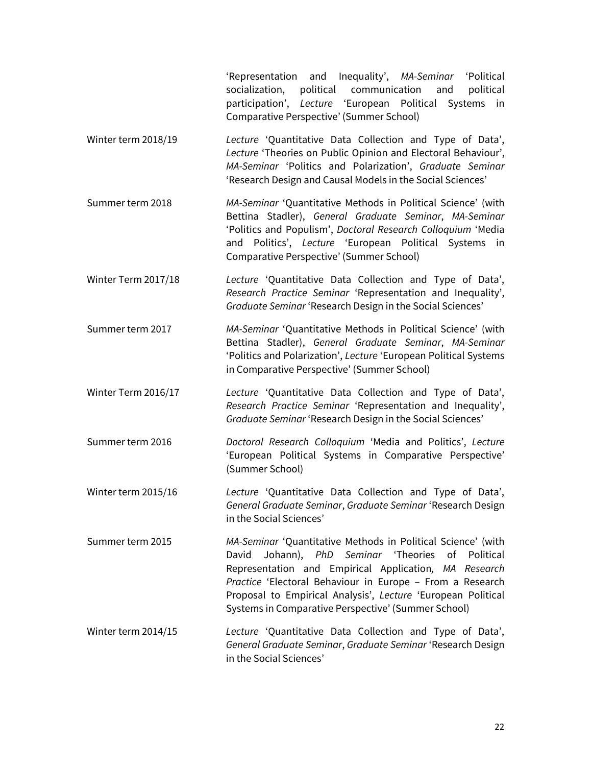| | |
|---|---|
| | 'Representation and Inequality', *MA-Seminar* 'Political socialization, political communication and political participation', *Lecture* 'European Political Systems in Comparative Perspective' (Summer School) |
| Winter term 2018/19 | *Lecture* 'Quantitative Data Collection and Type of Data', *Lecture* 'Theories on Public Opinion and Electoral Behaviour', *MA-Seminar* 'Politics and Polarization', *Graduate Seminar* 'Research Design and Causal Models in the Social Sciences' |
| Summer term 2018 | *MA-Seminar* 'Quantitative Methods in Political Science' (with Bettina Stadler), *General Graduate Seminar*, *MA-Seminar* 'Politics and Populism', *Doctoral Research Colloquium* 'Media and Politics', *Lecture* 'European Political Systems in Comparative Perspective' (Summer School) |
| Winter Term 2017/18 | *Lecture* 'Quantitative Data Collection and Type of Data', *Research Practice Seminar* 'Representation and Inequality', *Graduate Seminar* 'Research Design in the Social Sciences' |
| Summer term 2017 | *MA-Seminar* 'Quantitative Methods in Political Science' (with Bettina Stadler), *General Graduate Seminar*, *MA-Seminar* 'Politics and Polarization', *Lecture* 'European Political Systems in Comparative Perspective' (Summer School) |
| Winter Term 2016/17 | *Lecture* 'Quantitative Data Collection and Type of Data', *Research Practice Seminar* 'Representation and Inequality', *Graduate Seminar* 'Research Design in the Social Sciences' |
| Summer term 2016 | *Doctoral Research Colloquium* 'Media and Politics', *Lecture* 'European Political Systems in Comparative Perspective' (Summer School) |
| Winter term 2015/16 | *Lecture* 'Quantitative Data Collection and Type of Data', *General Graduate Seminar*, *Graduate Seminar* 'Research Design in the Social Sciences' |
| Summer term 2015 | *MA-Seminar* 'Quantitative Methods in Political Science' (with David Johann), *PhD Seminar* 'Theories of Political Representation and Empirical Application*, MA Research Practice* 'Electoral Behaviour in Europe – From a Research Proposal to Empirical Analysis', *Lecture* 'European Political Systems in Comparative Perspective' (Summer School) |
| Winter term 2014/15 | *Lecture* 'Quantitative Data Collection and Type of Data', *General Graduate Seminar*, *Graduate Seminar* 'Research Design in the Social Sciences' |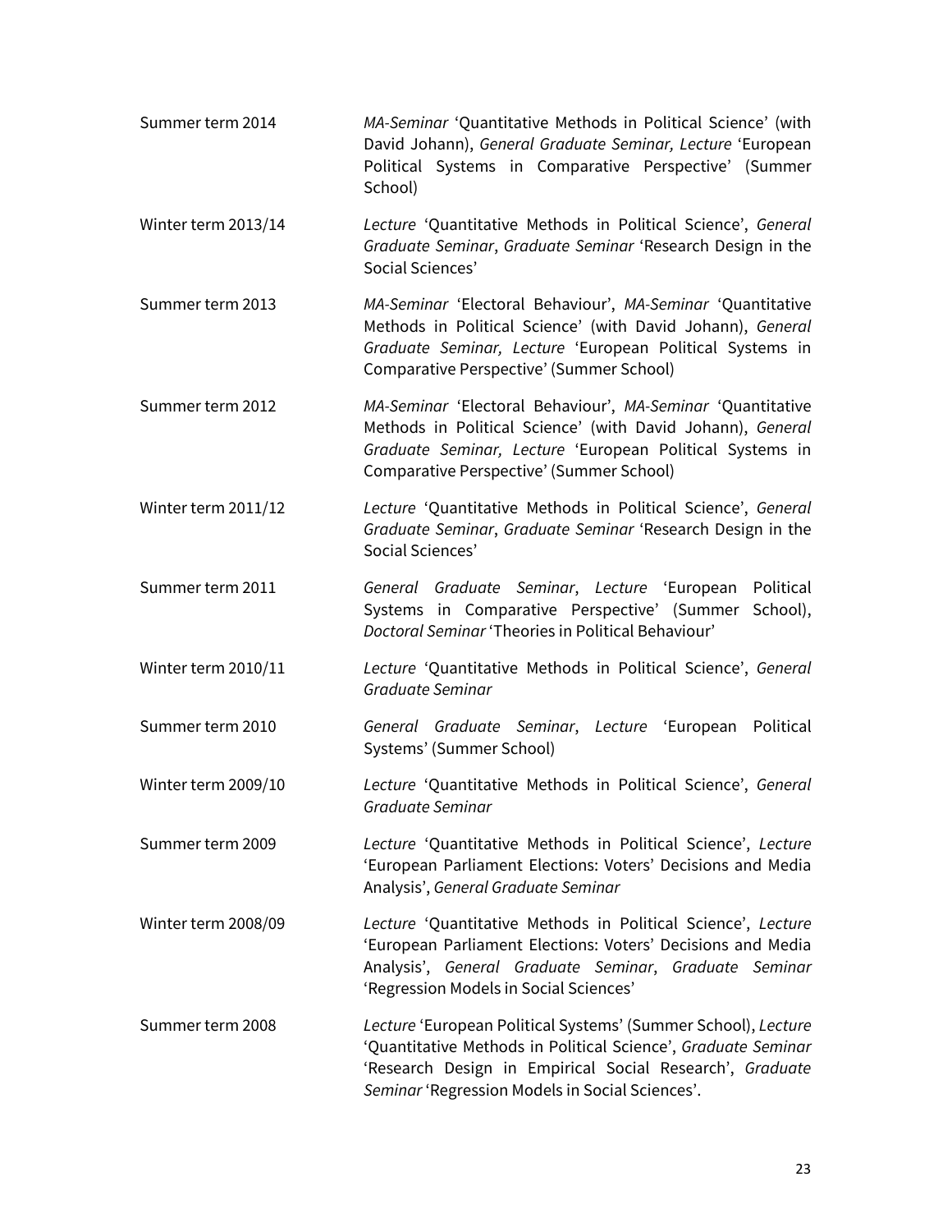| | |
|---|---|
| Summer term 2014 | *MA-Seminar* 'Quantitative Methods in Political Science' (with David Johann), *General Graduate Seminar, Lecture* 'European Political Systems in Comparative Perspective' (Summer School) |
| Winter term 2013/14 | *Lecture* 'Quantitative Methods in Political Science', *General Graduate Seminar*, *Graduate Seminar* 'Research Design in the Social Sciences' |
| Summer term 2013 | *MA-Seminar* 'Electoral Behaviour', *MA-Seminar* 'Quantitative Methods in Political Science' (with David Johann), *General Graduate Seminar, Lecture* 'European Political Systems in Comparative Perspective' (Summer School) |
| Summer term 2012 | *MA-Seminar* 'Electoral Behaviour', *MA-Seminar* 'Quantitative Methods in Political Science' (with David Johann), *General Graduate Seminar, Lecture* 'European Political Systems in Comparative Perspective' (Summer School) |
| Winter term 2011/12 | *Lecture* 'Quantitative Methods in Political Science', *General Graduate Seminar*, *Graduate Seminar* 'Research Design in the Social Sciences' |
| Summer term 2011 | *General Graduate Seminar*, *Lecture* 'European Political Systems in Comparative Perspective' (Summer School), *Doctoral Seminar* 'Theories in Political Behaviour' |
| Winter term 2010/11 | *Lecture* 'Quantitative Methods in Political Science', *General Graduate Seminar* |
| Summer term 2010 | *General Graduate Seminar*, *Lecture* 'European Political Systems' (Summer School) |
| Winter term 2009/10 | *Lecture* 'Quantitative Methods in Political Science', *General Graduate Seminar* |
| Summer term 2009 | *Lecture* 'Quantitative Methods in Political Science', *Lecture* 'European Parliament Elections: Voters' Decisions and Media Analysis', *General Graduate Seminar* |
| Winter term 2008/09 | *Lecture* 'Quantitative Methods in Political Science', *Lecture* 'European Parliament Elections: Voters' Decisions and Media Analysis', *General Graduate Seminar*, *Graduate Seminar* 'Regression Models in Social Sciences' |
| Summer term 2008 | *Lecture* 'European Political Systems' (Summer School), *Lecture* 'Quantitative Methods in Political Science', *Graduate Seminar* 'Research Design in Empirical Social Research', *Graduate Seminar* 'Regression Models in Social Sciences'. |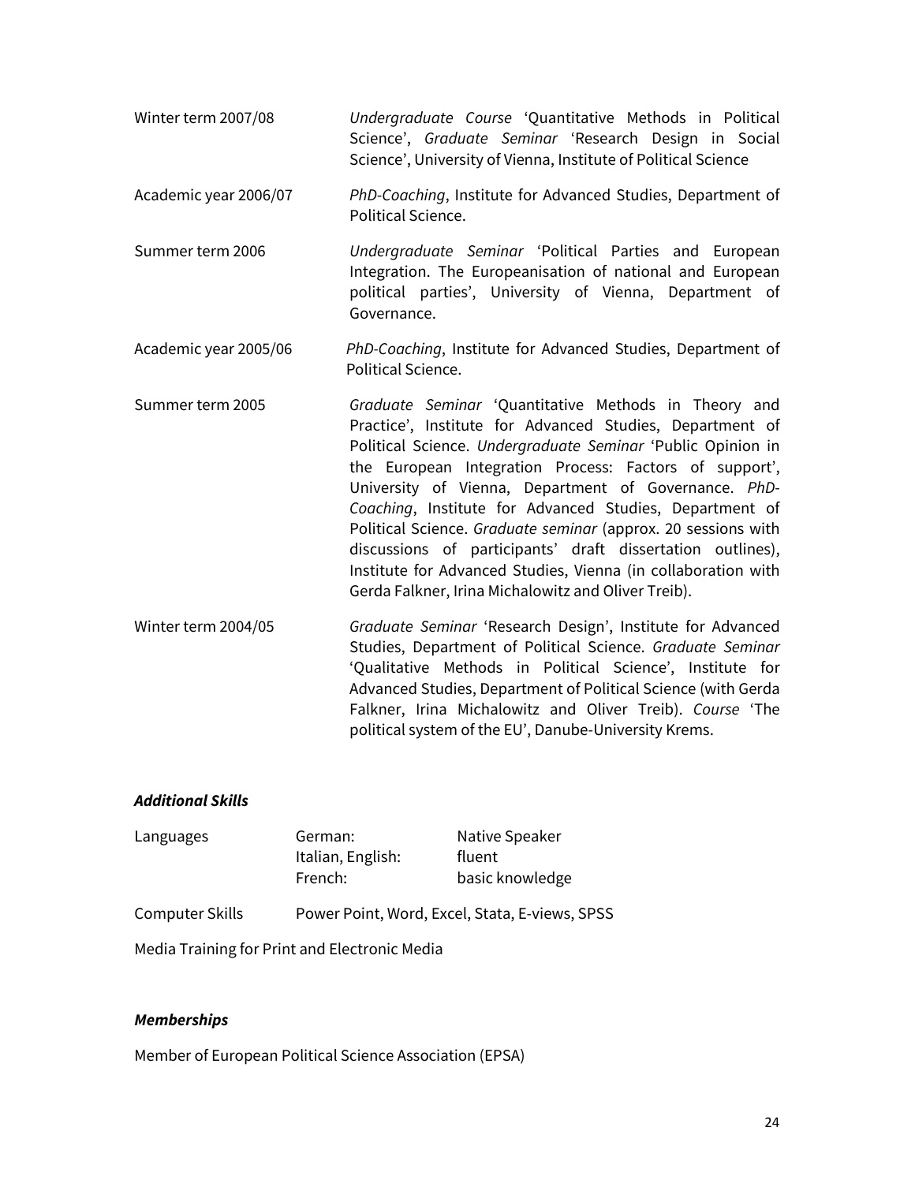| | |
|---|---|
| Winter term 2007/08 | *Undergraduate Course* 'Quantitative Methods in Political Science', *Graduate Seminar* 'Research Design in Social Science', University of Vienna, Institute of Political Science |
| Academic year 2006/07 | *PhD-Coaching*, Institute for Advanced Studies, Department of Political Science. |
| Summer term 2006 | *Undergraduate Seminar* 'Political Parties and European Integration. The Europeanisation of national and European political parties', University of Vienna, Department of Governance. |
| Academic year 2005/06 | *PhD-Coaching*, Institute for Advanced Studies, Department of Political Science. |
| Summer term 2005 | *Graduate Seminar* 'Quantitative Methods in Theory and Practice', Institute for Advanced Studies, Department of Political Science. *Undergraduate Seminar* 'Public Opinion in the European Integration Process: Factors of support', University of Vienna, Department of Governance. *PhD-Coaching*, Institute for Advanced Studies, Department of Political Science. *Graduate seminar* (approx. 20 sessions with discussions of participants' draft dissertation outlines), Institute for Advanced Studies, Vienna (in collaboration with Gerda Falkner, Irina Michalowitz and Oliver Treib). |
| Winter term 2004/05 | *Graduate Seminar* 'Research Design', Institute for Advanced Studies, Department of Political Science. *Graduate Seminar* 'Qualitative Methods in Political Science', Institute for Advanced Studies, Department of Political Science (with Gerda Falkner, Irina Michalowitz and Oliver Treib). *Course* 'The political system of the EU', Danube-University Krems. |

***Additional Skills***

| | | |
|---|---|---|
| Languages | German: | Native Speaker |
| | Italian, English: | fluent |
| | French: | basic knowledge |
| Computer Skills | Power Point, Word, Excel, Stata, E-views, SPSS | |

Media Training for Print and Electronic Media

***Memberships***

Member of European Political Science Association (EPSA)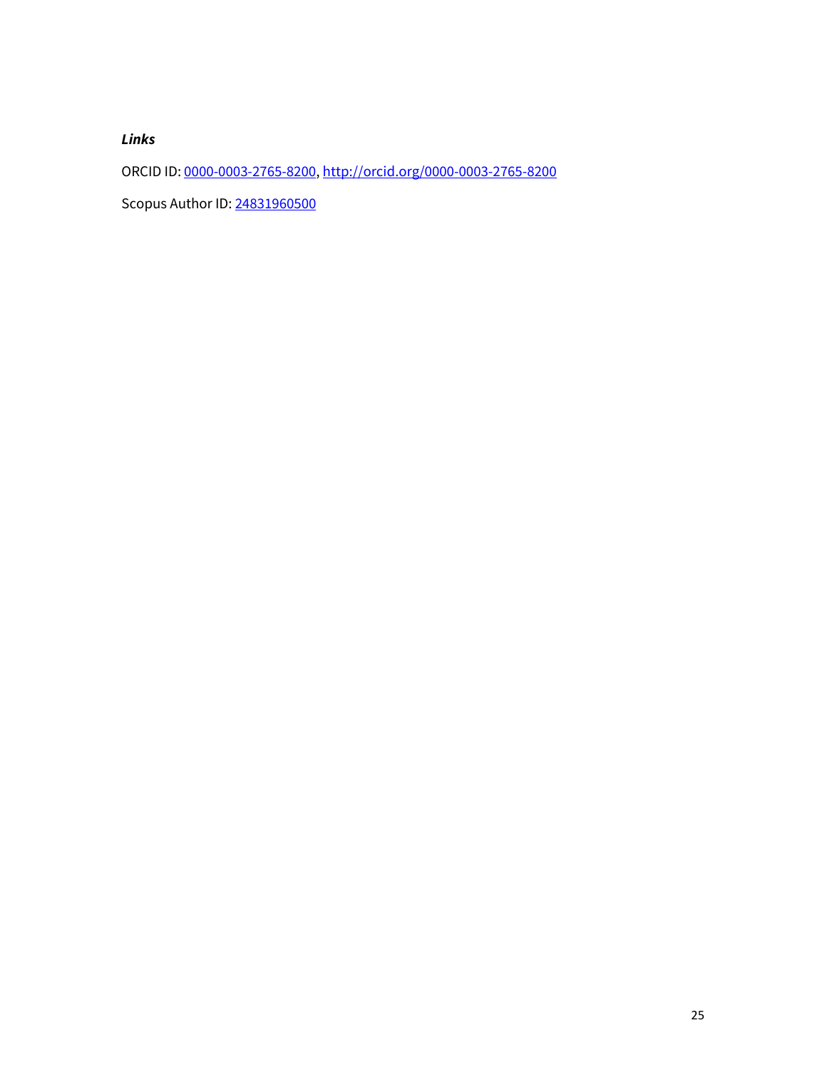***Links***

ORCID ID: [0000-0003-2765-8200](http://orcid.org/0000-0003-2765-8200), [http://orcid.org/0000-0003-2765-8200](http://orcid.org/0000-0003-2765-8200)

Scopus Author ID: [24831960500]()